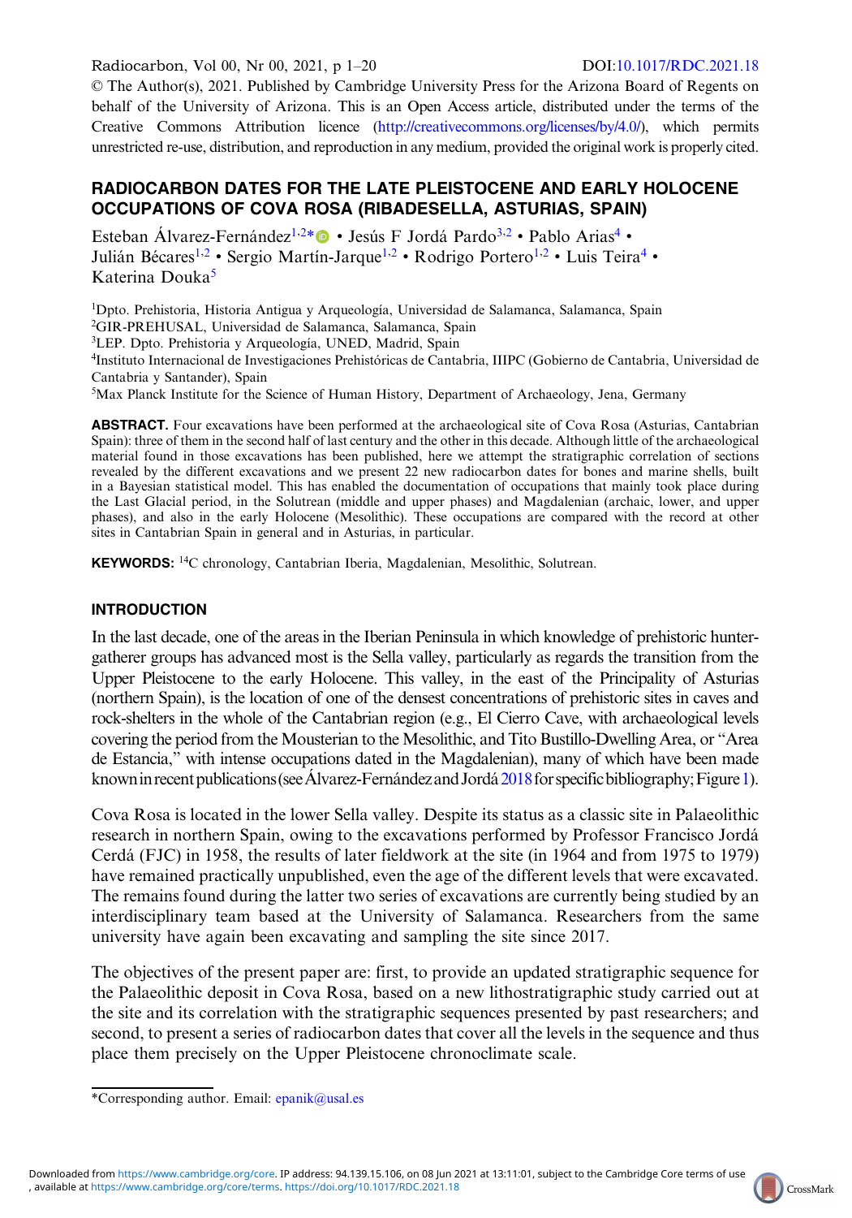© The Author(s), 2021. Published by Cambridge University Press for the Arizona Board of Regents on behalf of the University of Arizona. This is an Open Access article, distributed under the terms of the Creative Commons Attribution licence (http://creativecommons.org/licenses/by/4.0/), which permits unrestricted re-use, distribution, and reproduction in any medium, provided the original work is properly cited.

DOI:10.1017/RDC.2021.18

# RADIOCARBON DATES FOR THE LATE PLEISTOCENE AND EARLY HOLOCENE OCCUPATIONS OF COVA ROSA (RIBADESELLA, ASTURIAS, SPAIN)

Esteban Álvarez-Fernández[1,2]* • Jesús F Jordá Pardo[3,2] • Pablo Arias[4] • Julián Bécares[1,2] • Sergio Martín-Jarque[1,2] • Rodrigo Portero[1,2] • Luis Teira[4] • Katerina Douka[5]

[1]Dpto. Prehistoria, Historia Antigua y Arqueología, Universidad de Salamanca, Salamanca, Spain
[2]GIR-PREHUSAL, Universidad de Salamanca, Salamanca, Spain
[3]LEP. Dpto. Prehistoria y Arqueología, UNED, Madrid, Spain
[4]Instituto Internacional de Investigaciones Prehistóricas de Cantabria, IIIPC (Gobierno de Cantabria, Universidad de Cantabria y Santander), Spain
[5]Max Planck Institute for the Science of Human History, Department of Archaeology, Jena, Germany

**ABSTRACT.** Four excavations have been performed at the archaeological site of Cova Rosa (Asturias, Cantabrian Spain): three of them in the second half of last century and the other in this decade. Although little of the archaeological material found in those excavations has been published, here we attempt the stratigraphic correlation of sections revealed by the different excavations and we present 22 new radiocarbon dates for bones and marine shells, built in a Bayesian statistical model. This has enabled the documentation of occupations that mainly took place during the Last Glacial period, in the Solutrean (middle and upper phases) and Magdalenian (archaic, lower, and upper phases), and also in the early Holocene (Mesolithic). These occupations are compared with the record at other sites in Cantabrian Spain in general and in Asturias, in particular.

**KEYWORDS:** $^{14}$C chronology, Cantabrian Iberia, Magdalenian, Mesolithic, Solutrean.

## INTRODUCTION

In the last decade, one of the areas in the Iberian Peninsula in which knowledge of prehistoric hunter-gatherer groups has advanced most is the Sella valley, particularly as regards the transition from the Upper Pleistocene to the early Holocene. This valley, in the east of the Principality of Asturias (northern Spain), is the location of one of the densest concentrations of prehistoric sites in caves and rock-shelters in the whole of the Cantabrian region (e.g., El Cierro Cave, with archaeological levels covering the period from the Mousterian to the Mesolithic, and Tito Bustillo-Dwelling Area, or "Area de Estancia," with intense occupations dated in the Magdalenian), many of which have been made known in recent publications (see Álvarez-Fernández and Jordá 2018 for specific bibliography; Figure 1).

Cova Rosa is located in the lower Sella valley. Despite its status as a classic site in Palaeolithic research in northern Spain, owing to the excavations performed by Professor Francisco Jordá Cerdá (FJC) in 1958, the results of later fieldwork at the site (in 1964 and from 1975 to 1979) have remained practically unpublished, even the age of the different levels that were excavated. The remains found during the latter two series of excavations are currently being studied by an interdisciplinary team based at the University of Salamanca. Researchers from the same university have again been excavating and sampling the site since 2017.

The objectives of the present paper are: first, to provide an updated stratigraphic sequence for the Palaeolithic deposit in Cova Rosa, based on a new lithostratigraphic study carried out at the site and its correlation with the stratigraphic sequences presented by past researchers; and second, to present a series of radiocarbon dates that cover all the levels in the sequence and thus place them precisely on the Upper Pleistocene chronoclimate scale.

*Corresponding author. Email: epanik@usal.es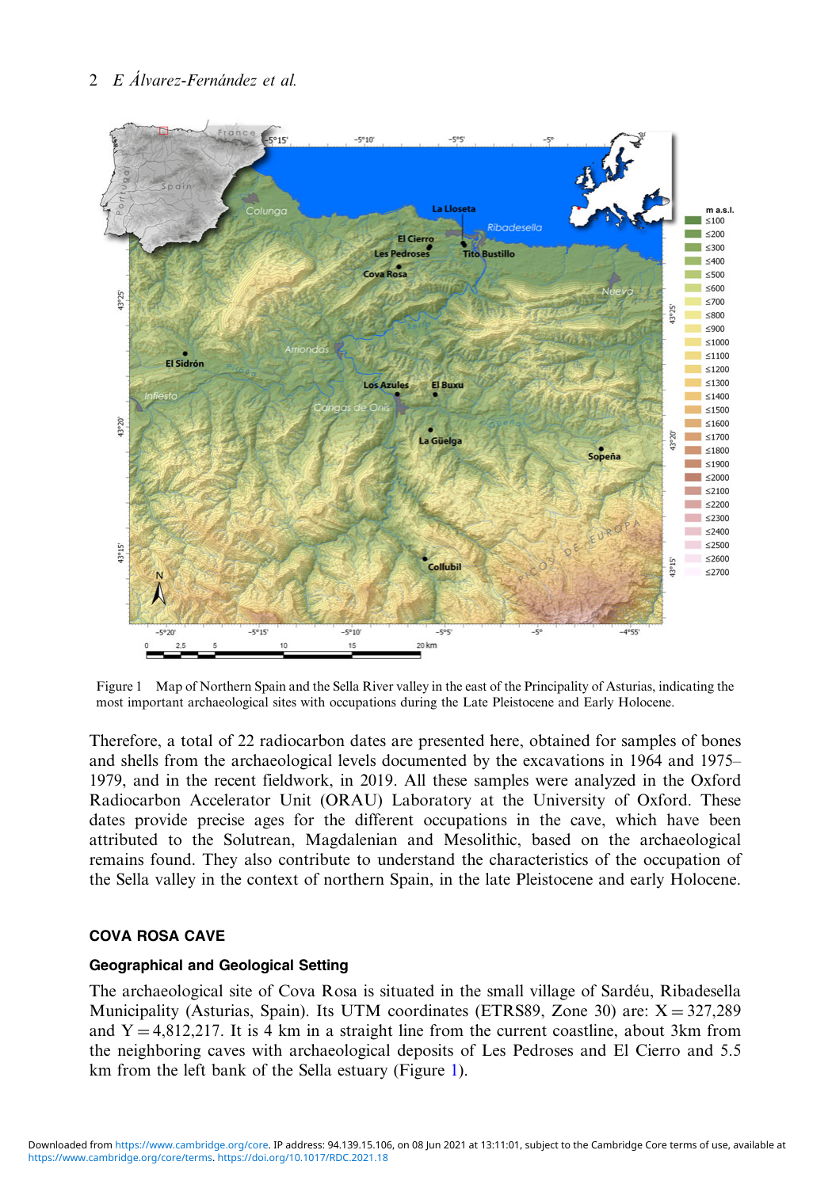Figure 1 Map of Northern Spain and the Sella River valley in the east of the Principality of Asturias, indicating the most important archaeological sites with occupations during the Late Pleistocene and Early Holocene.

Therefore, a total of 22 radiocarbon dates are presented here, obtained for samples of bones and shells from the archaeological levels documented by the excavations in 1964 and 1975–1979, and in the recent fieldwork, in 2019. All these samples were analyzed in the Oxford Radiocarbon Accelerator Unit (ORAU) Laboratory at the University of Oxford. These dates provide precise ages for the different occupations in the cave, which have been attributed to the Solutrean, Magdalenian and Mesolithic, based on the archaeological remains found. They also contribute to understand the characteristics of the occupation of the Sella valley in the context of northern Spain, in the late Pleistocene and early Holocene.

## COVA ROSA CAVE

### Geographical and Geological Setting

The archaeological site of Cova Rosa is situated in the small village of Sardéu, Ribadesella Municipality (Asturias, Spain). Its UTM coordinates (ETRS89, Zone 30) are: X = 327,289 and Y = 4,812,217. It is 4 km in a straight line from the current coastline, about 3km from the neighboring caves with archaeological deposits of Les Pedroses and El Cierro and 5.5 km from the left bank of the Sella estuary (Figure 1).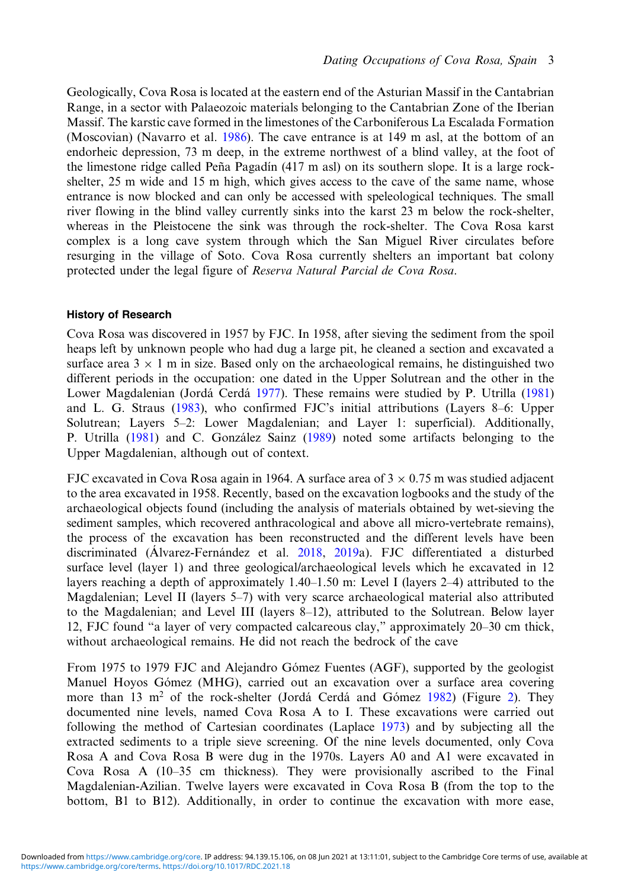Geologically, Cova Rosa is located at the eastern end of the Asturian Massif in the Cantabrian Range, in a sector with Palaeozoic materials belonging to the Cantabrian Zone of the Iberian Massif. The karstic cave formed in the limestones of the Carboniferous La Escalada Formation (Moscovian) (Navarro et al. 1986). The cave entrance is at 149 m asl, at the bottom of an endorheic depression, 73 m deep, in the extreme northwest of a blind valley, at the foot of the limestone ridge called Peña Pagadín (417 m asl) on its southern slope. It is a large rock-shelter, 25 m wide and 15 m high, which gives access to the cave of the same name, whose entrance is now blocked and can only be accessed with speleological techniques. The small river flowing in the blind valley currently sinks into the karst 23 m below the rock-shelter, whereas in the Pleistocene the sink was through the rock-shelter. The Cova Rosa karst complex is a long cave system through which the San Miguel River circulates before resurging in the village of Soto. Cova Rosa currently shelters an important bat colony protected under the legal figure of *Reserva Natural Parcial de Cova Rosa*.

### History of Research

Cova Rosa was discovered in 1957 by FJC. In 1958, after sieving the sediment from the spoil heaps left by unknown people who had dug a large pit, he cleaned a section and excavated a surface area 3 × 1 m in size. Based only on the archaeological remains, he distinguished two different periods in the occupation: one dated in the Upper Solutrean and the other in the Lower Magdalenian (Jordá Cerdá 1977). These remains were studied by P. Utrilla (1981) and L. G. Straus (1983), who confirmed FJC's initial attributions (Layers 8–6: Upper Solutrean; Layers 5–2: Lower Magdalenian; and Layer 1: superficial). Additionally, P. Utrilla (1981) and C. González Sainz (1989) noted some artifacts belonging to the Upper Magdalenian, although out of context.

FJC excavated in Cova Rosa again in 1964. A surface area of 3 × 0.75 m was studied adjacent to the area excavated in 1958. Recently, based on the excavation logbooks and the study of the archaeological objects found (including the analysis of materials obtained by wet-sieving the sediment samples, which recovered anthracological and above all micro-vertebrate remains), the process of the excavation has been reconstructed and the different levels have been discriminated (Álvarez-Fernández et al. 2018, 2019a). FJC differentiated a disturbed surface level (layer 1) and three geological/archaeological levels which he excavated in 12 layers reaching a depth of approximately 1.40–1.50 m: Level I (layers 2–4) attributed to the Magdalenian; Level II (layers 5–7) with very scarce archaeological material also attributed to the Magdalenian; and Level III (layers 8–12), attributed to the Solutrean. Below layer 12, FJC found "a layer of very compacted calcareous clay," approximately 20–30 cm thick, without archaeological remains. He did not reach the bedrock of the cave

From 1975 to 1979 FJC and Alejandro Gómez Fuentes (AGF), supported by the geologist Manuel Hoyos Gómez (MHG), carried out an excavation over a surface area covering more than 13 $m^2$ of the rock-shelter (Jordá Cerdá and Gómez 1982) (Figure 2). They documented nine levels, named Cova Rosa A to I. These excavations were carried out following the method of Cartesian coordinates (Laplace 1973) and by subjecting all the extracted sediments to a triple sieve screening. Of the nine levels documented, only Cova Rosa A and Cova Rosa B were dug in the 1970s. Layers A0 and A1 were excavated in Cova Rosa A (10–35 cm thickness). They were provisionally ascribed to the Final Magdalenian-Azilian. Twelve layers were excavated in Cova Rosa B (from the top to the bottom, B1 to B12). Additionally, in order to continue the excavation with more ease,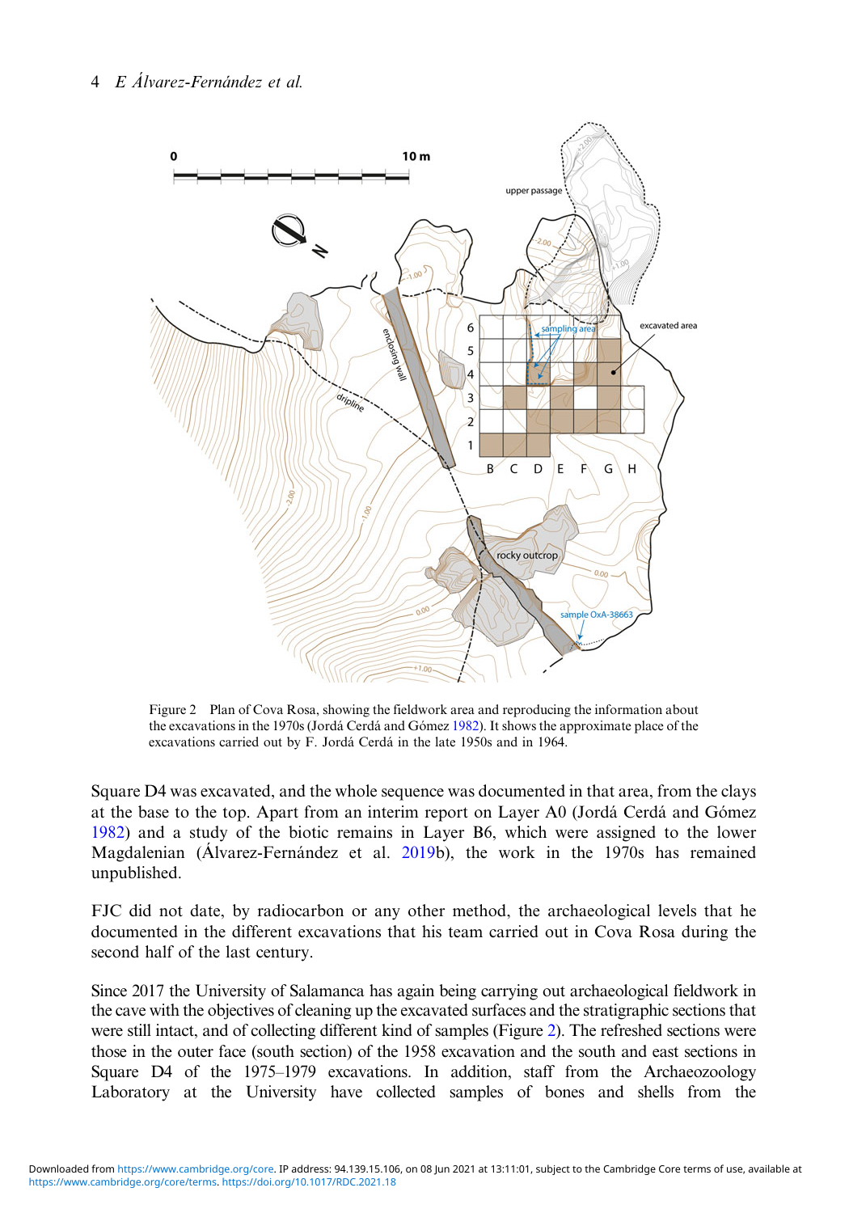Figure 2 Plan of Cova Rosa, showing the fieldwork area and reproducing the information about the excavations in the 1970s (Jordá Cerdá and Gómez 1982). It shows the approximate place of the excavations carried out by F. Jordá Cerdá in the late 1950s and in 1964.

Square D4 was excavated, and the whole sequence was documented in that area, from the clays at the base to the top. Apart from an interim report on Layer A0 (Jordá Cerdá and Gómez 1982) and a study of the biotic remains in Layer B6, which were assigned to the lower Magdalenian (Álvarez-Fernández et al. 2019b), the work in the 1970s has remained unpublished.

FJC did not date, by radiocarbon or any other method, the archaeological levels that he documented in the different excavations that his team carried out in Cova Rosa during the second half of the last century.

Since 2017 the University of Salamanca has again being carrying out archaeological fieldwork in the cave with the objectives of cleaning up the excavated surfaces and the stratigraphic sections that were still intact, and of collecting different kind of samples (Figure 2). The refreshed sections were those in the outer face (south section) of the 1958 excavation and the south and east sections in Square D4 of the 1975–1979 excavations. In addition, staff from the Archaeozoology Laboratory at the University have collected samples of bones and shells from the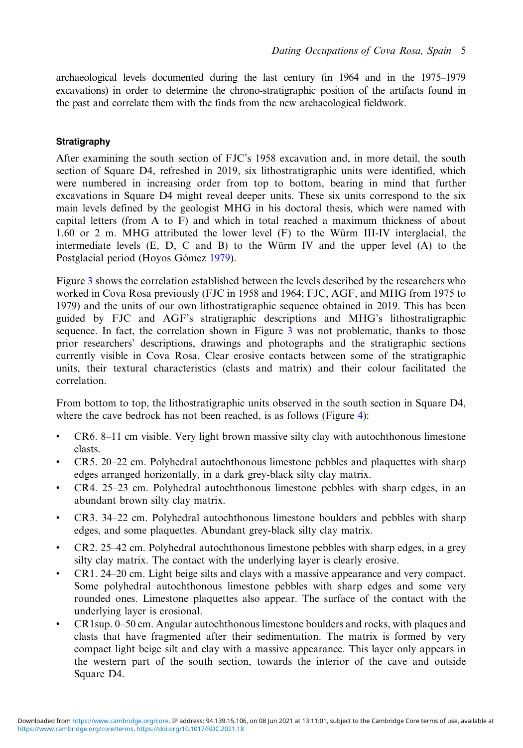archaeological levels documented during the last century (in 1964 and in the 1975–1979 excavations) in order to determine the chrono-stratigraphic position of the artifacts found in the past and correlate them with the finds from the new archaeological fieldwork.

### Stratigraphy

After examining the south section of FJC's 1958 excavation and, in more detail, the south section of Square D4, refreshed in 2019, six lithostratigraphic units were identified, which were numbered in increasing order from top to bottom, bearing in mind that further excavations in Square D4 might reveal deeper units. These six units correspond to the six main levels defined by the geologist MHG in his doctoral thesis, which were named with capital letters (from A to F) and which in total reached a maximum thickness of about 1.60 or 2 m. MHG attributed the lower level (F) to the Würm III-IV interglacial, the intermediate levels (E, D, C and B) to the Würm IV and the upper level (A) to the Postglacial period (Hoyos Gómez 1979).

Figure 3 shows the correlation established between the levels described by the researchers who worked in Cova Rosa previously (FJC in 1958 and 1964; FJC, AGF, and MHG from 1975 to 1979) and the units of our own lithostratigraphic sequence obtained in 2019. This has been guided by FJC and AGF's stratigraphic descriptions and MHG's lithostratigraphic sequence. In fact, the correlation shown in Figure 3 was not problematic, thanks to those prior researchers' descriptions, drawings and photographs and the stratigraphic sections currently visible in Cova Rosa. Clear erosive contacts between some of the stratigraphic units, their textural characteristics (clasts and matrix) and their colour facilitated the correlation.

From bottom to top, the lithostratigraphic units observed in the south section in Square D4, where the cave bedrock has not been reached, is as follows (Figure 4):

- CR6. 8–11 cm visible. Very light brown massive silty clay with autochthonous limestone clasts.
- CR5. 20–22 cm. Polyhedral autochthonous limestone pebbles and plaquettes with sharp edges arranged horizontally, in a dark grey-black silty clay matrix.
- CR4. 25–23 cm. Polyhedral autochthonous limestone pebbles with sharp edges, in an abundant brown silty clay matrix.
- CR3. 34–22 cm. Polyhedral autochthonous limestone boulders and pebbles with sharp edges, and some plaquettes. Abundant grey-black silty clay matrix.
- CR2. 25–42 cm. Polyhedral autochthonous limestone pebbles with sharp edges, in a grey silty clay matrix. The contact with the underlying layer is clearly erosive.
- CR1. 24–20 cm. Light beige silts and clays with a massive appearance and very compact. Some polyhedral autochthonous limestone pebbles with sharp edges and some very rounded ones. Limestone plaquettes also appear. The surface of the contact with the underlying layer is erosional.
- CR1sup. 0–50 cm. Angular autochthonous limestone boulders and rocks, with plaques and clasts that have fragmented after their sedimentation. The matrix is formed by very compact light beige silt and clay with a massive appearance. This layer only appears in the western part of the south section, towards the interior of the cave and outside Square D4.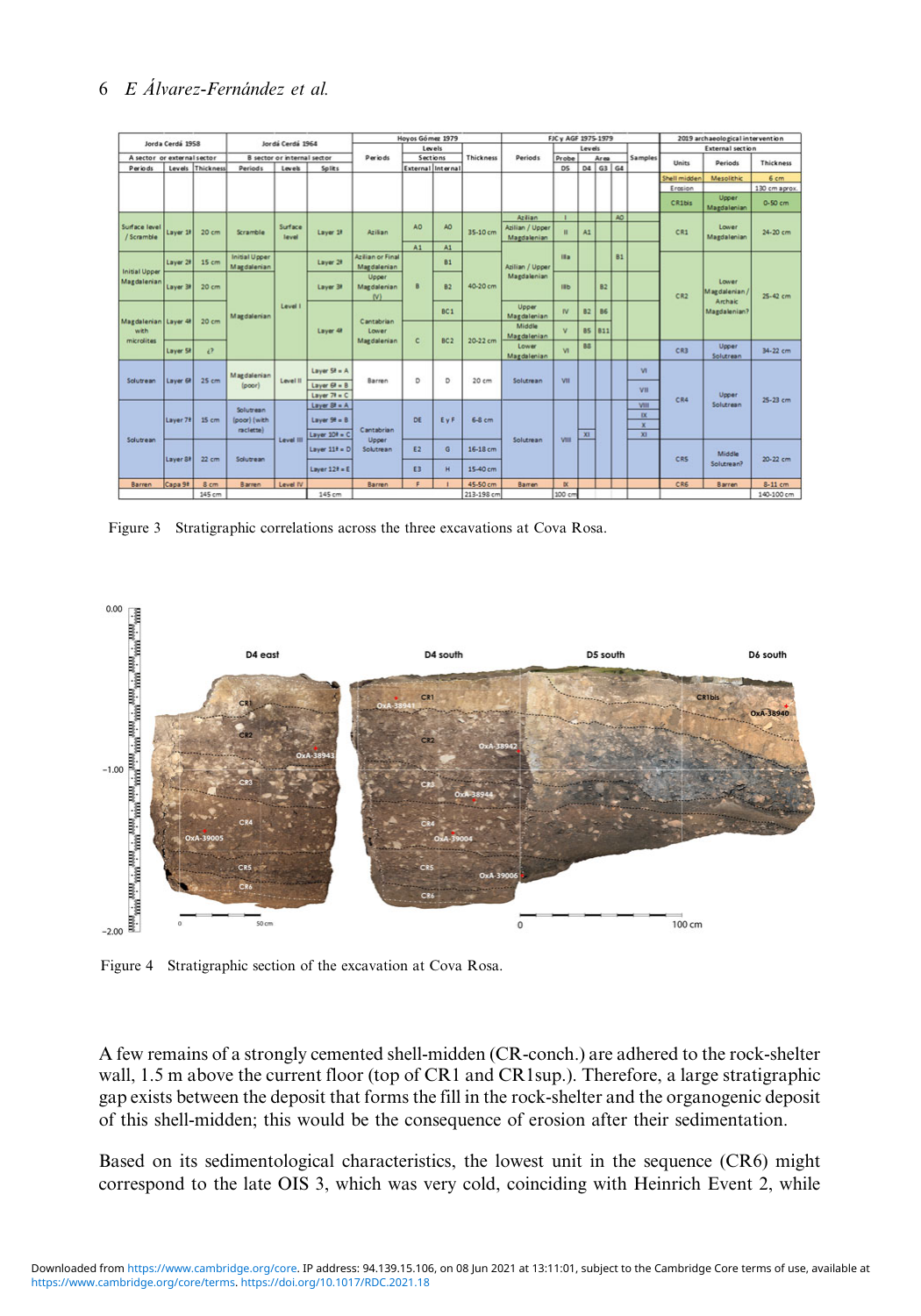| Jordá Cerdá 1958 | | | Jordá Cerdá 1964 | | | Hoyos Gómez 1979 | | | | FJC y AGF 1975-1979 | | | | | | | 2019 archaeological intervention | | |
|---|---|---|---|---|---|---|---|---|---|---|---|---|---|---|---|---|---|---|---|
| A sector or external sector | | | B sector or internal sector | | | Periods | Levels | | Thickness | Periods | Levels | | | | | Samples | External section | | |
| | | | | | | | Sections | | | | Probe | Area | | | | | | | |
| Periods | Levels | Thickness | Periods | Levels | Splits | | External | Internal | | | D5 | D4 | G3 | G4 | | | Units | Periods | Thickness |
| | | | | | | | | | | | | | | | | | Shell midden | Mesolithic | 6 cm |
| | | | | | | | | | | | | | | | | | Erosion | | 130 cm aprox. |
| | | | | | | | | | | | | | | | | | CR1bis | Upper Magdalenian | 0-50 cm |
| | | | | | | | | | | Azilian | I | | | A0 | | | | | |
| Surface level / Scramble | Layer 1ª | 20 cm | Scramble | Surface level | Layer 1ª | Azilian | A0 | A0 | 35-10 cm | Azilian / Upper Magdalenian | II | A1 | | | | | CR1 | Lower Magdalenian | 24-20 cm |
| | | | | | | | A1 | A1 | | | | | | | | | | | |
| Initial Upper Magdalenian | Layer 2ª | 15 cm | Initial Upper Magdalenian | Level I | Layer 2ª | Azilian or Final Magdalenian | B | B1 | 40-20 cm | Azilian / Upper Magdalenian | IIIa | | | B1 | | | CR2 | Lower Magdalenian / Archaic Magdalenian? | 25-42 cm |
| | Layer 3ª | 20 cm | Magdalenian | | Layer 3ª | Upper Magdalenian (IV) | | B2 | | | IIIb | B2 | | | | | | | |
| Magdalenian with microlites | Layer 4ª | 20 cm | | | Layer 4ª | Cantabrian Lower Magdalenian | | BC1 | | Upper Magdalenian | IV | B2 | B6 | | | | | | |
| | | | | | | | C | BC2 | 20-22 cm | Middle Magdalenian | V | B5 | B11 | | | | | | |
| | Layer 5ª | ¿? | | | | | | | | Lower Magdalenian | VI | B8 | | | | | CR3 | Upper Solutrean | 34-22 cm |
| Solutrean | Layer 6ª | 25 cm | Magdalenian (poor) | Level II | Layer 5ª = A; Layer 6ª = B; Layer 7ª = C | Barren | D | D | 20 cm | Solutrean | VII | | | | | VI, VII | CR4 | Upper Solutrean | 25-23 cm |
| Solutrean | Layer 7ª | 15 cm | Solutrean (poor) (with raclette) | Level III | Layer 8ª = A; Layer 9ª = B; Layer 10ª = C | Cantabrian Upper Solutrean | DE | E y F | 6-8 cm | Solutrean | VIII | | XI | | | VIII, IX, X, XI | | | |
| | Layer 8ª | 22 cm | Solutrean | | Layer 11ª = D | | E2 | G | 16-18 cm | | | | | | | | CR5 | Middle Solutrean? | 20-22 cm |
| | | | | | Layer 12ª = E | | E3 | H | 15-40 cm | | | | | | | | | | |
| Barren | Capa 9ª | 8 cm | Barren | Level IV | | Barren | F | I | 45-50 cm | Barren | IX | | | | | | CR6 | Barren | 8-11 cm |
| | | 145 cm | | | 145 cm | | | | 213-198 cm | | 100 cm | | | | | | | | 140-100 cm |

Figure 3 Stratigraphic correlations across the three excavations at Cova Rosa.

Figure 4 Stratigraphic section of the excavation at Cova Rosa.

A few remains of a strongly cemented shell-midden (CR-conch.) are adhered to the rock-shelter wall, 1.5 m above the current floor (top of CR1 and CR1sup.). Therefore, a large stratigraphic gap exists between the deposit that forms the fill in the rock-shelter and the organogenic deposit of this shell-midden; this would be the consequence of erosion after their sedimentation.

Based on its sedimentological characteristics, the lowest unit in the sequence (CR6) might correspond to the late OIS 3, which was very cold, coinciding with Heinrich Event 2, while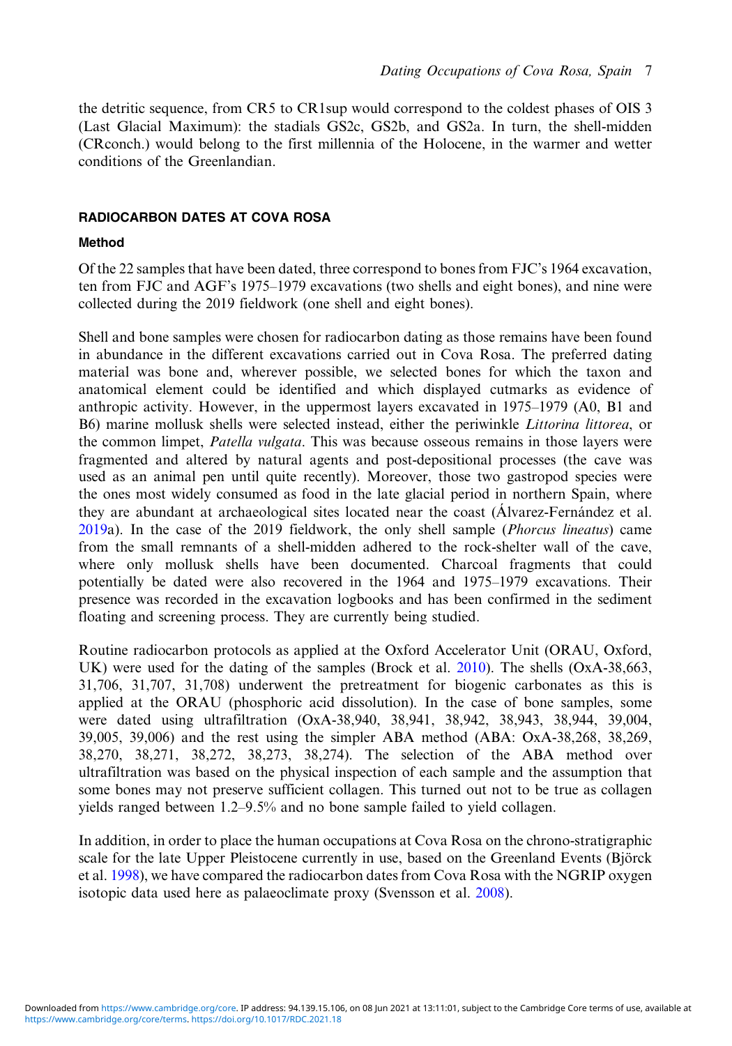the detritic sequence, from CR5 to CR1sup would correspond to the coldest phases of OIS 3 (Last Glacial Maximum): the stadials GS2c, GS2b, and GS2a. In turn, the shell-midden (CRconch.) would belong to the first millennia of the Holocene, in the warmer and wetter conditions of the Greenlandian.

## RADIOCARBON DATES AT COVA ROSA

### Method

Of the 22 samples that have been dated, three correspond to bones from FJC's 1964 excavation, ten from FJC and AGF's 1975–1979 excavations (two shells and eight bones), and nine were collected during the 2019 fieldwork (one shell and eight bones).

Shell and bone samples were chosen for radiocarbon dating as those remains have been found in abundance in the different excavations carried out in Cova Rosa. The preferred dating material was bone and, wherever possible, we selected bones for which the taxon and anatomical element could be identified and which displayed cutmarks as evidence of anthropic activity. However, in the uppermost layers excavated in 1975–1979 (A0, B1 and B6) marine mollusk shells were selected instead, either the periwinkle *Littorina littorea*, or the common limpet, *Patella vulgata*. This was because osseous remains in those layers were fragmented and altered by natural agents and post-depositional processes (the cave was used as an animal pen until quite recently). Moreover, those two gastropod species were the ones most widely consumed as food in the late glacial period in northern Spain, where they are abundant at archaeological sites located near the coast (Álvarez-Fernández et al. 2019a). In the case of the 2019 fieldwork, the only shell sample (*Phorcus lineatus*) came from the small remnants of a shell-midden adhered to the rock-shelter wall of the cave, where only mollusk shells have been documented. Charcoal fragments that could potentially be dated were also recovered in the 1964 and 1975–1979 excavations. Their presence was recorded in the excavation logbooks and has been confirmed in the sediment floating and screening process. They are currently being studied.

Routine radiocarbon protocols as applied at the Oxford Accelerator Unit (ORAU, Oxford, UK) were used for the dating of the samples (Brock et al. 2010). The shells (OxA-38,663, 31,706, 31,707, 31,708) underwent the pretreatment for biogenic carbonates as this is applied at the ORAU (phosphoric acid dissolution). In the case of bone samples, some were dated using ultrafiltration (OxA-38,940, 38,941, 38,942, 38,943, 38,944, 39,004, 39,005, 39,006) and the rest using the simpler ABA method (ABA: OxA-38,268, 38,269, 38,270, 38,271, 38,272, 38,273, 38,274). The selection of the ABA method over ultrafiltration was based on the physical inspection of each sample and the assumption that some bones may not preserve sufficient collagen. This turned out not to be true as collagen yields ranged between 1.2–9.5% and no bone sample failed to yield collagen.

In addition, in order to place the human occupations at Cova Rosa on the chrono-stratigraphic scale for the late Upper Pleistocene currently in use, based on the Greenland Events (Björck et al. 1998), we have compared the radiocarbon dates from Cova Rosa with the NGRIP oxygen isotopic data used here as palaeoclimate proxy (Svensson et al. 2008).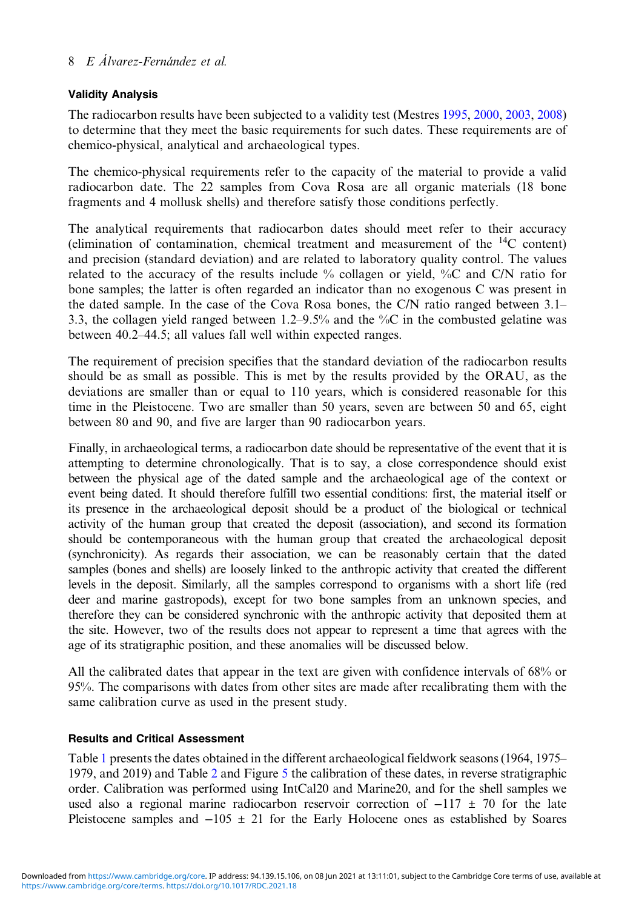### Validity Analysis

The radiocarbon results have been subjected to a validity test (Mestres 1995, 2000, 2003, 2008) to determine that they meet the basic requirements for such dates. These requirements are of chemico-physical, analytical and archaeological types.

The chemico-physical requirements refer to the capacity of the material to provide a valid radiocarbon date. The 22 samples from Cova Rosa are all organic materials (18 bone fragments and 4 mollusk shells) and therefore satisfy those conditions perfectly.

The analytical requirements that radiocarbon dates should meet refer to their accuracy (elimination of contamination, chemical treatment and measurement of the $^{14}$C content) and precision (standard deviation) and are related to laboratory quality control. The values related to the accuracy of the results include % collagen or yield, %C and C/N ratio for bone samples; the latter is often regarded an indicator than no exogenous C was present in the dated sample. In the case of the Cova Rosa bones, the C/N ratio ranged between 3.1–3.3, the collagen yield ranged between 1.2–9.5% and the %C in the combusted gelatine was between 40.2–44.5; all values fall well within expected ranges.

The requirement of precision specifies that the standard deviation of the radiocarbon results should be as small as possible. This is met by the results provided by the ORAU, as the deviations are smaller than or equal to 110 years, which is considered reasonable for this time in the Pleistocene. Two are smaller than 50 years, seven are between 50 and 65, eight between 80 and 90, and five are larger than 90 radiocarbon years.

Finally, in archaeological terms, a radiocarbon date should be representative of the event that it is attempting to determine chronologically. That is to say, a close correspondence should exist between the physical age of the dated sample and the archaeological age of the context or event being dated. It should therefore fulfill two essential conditions: first, the material itself or its presence in the archaeological deposit should be a product of the biological or technical activity of the human group that created the deposit (association), and second its formation should be contemporaneous with the human group that created the archaeological deposit (synchronicity). As regards their association, we can be reasonably certain that the dated samples (bones and shells) are loosely linked to the anthropic activity that created the different levels in the deposit. Similarly, all the samples correspond to organisms with a short life (red deer and marine gastropods), except for two bone samples from an unknown species, and therefore they can be considered synchronic with the anthropic activity that deposited them at the site. However, two of the results does not appear to represent a time that agrees with the age of its stratigraphic position, and these anomalies will be discussed below.

All the calibrated dates that appear in the text are given with confidence intervals of 68% or 95%. The comparisons with dates from other sites are made after recalibrating them with the same calibration curve as used in the present study.

### Results and Critical Assessment

Table 1 presents the dates obtained in the different archaeological fieldwork seasons (1964, 1975–1979, and 2019) and Table 2 and Figure 5 the calibration of these dates, in reverse stratigraphic order. Calibration was performed using IntCal20 and Marine20, and for the shell samples we used also a regional marine radiocarbon reservoir correction of $-117 \pm 70$ for the late Pleistocene samples and $-105 \pm 21$ for the Early Holocene ones as established by Soares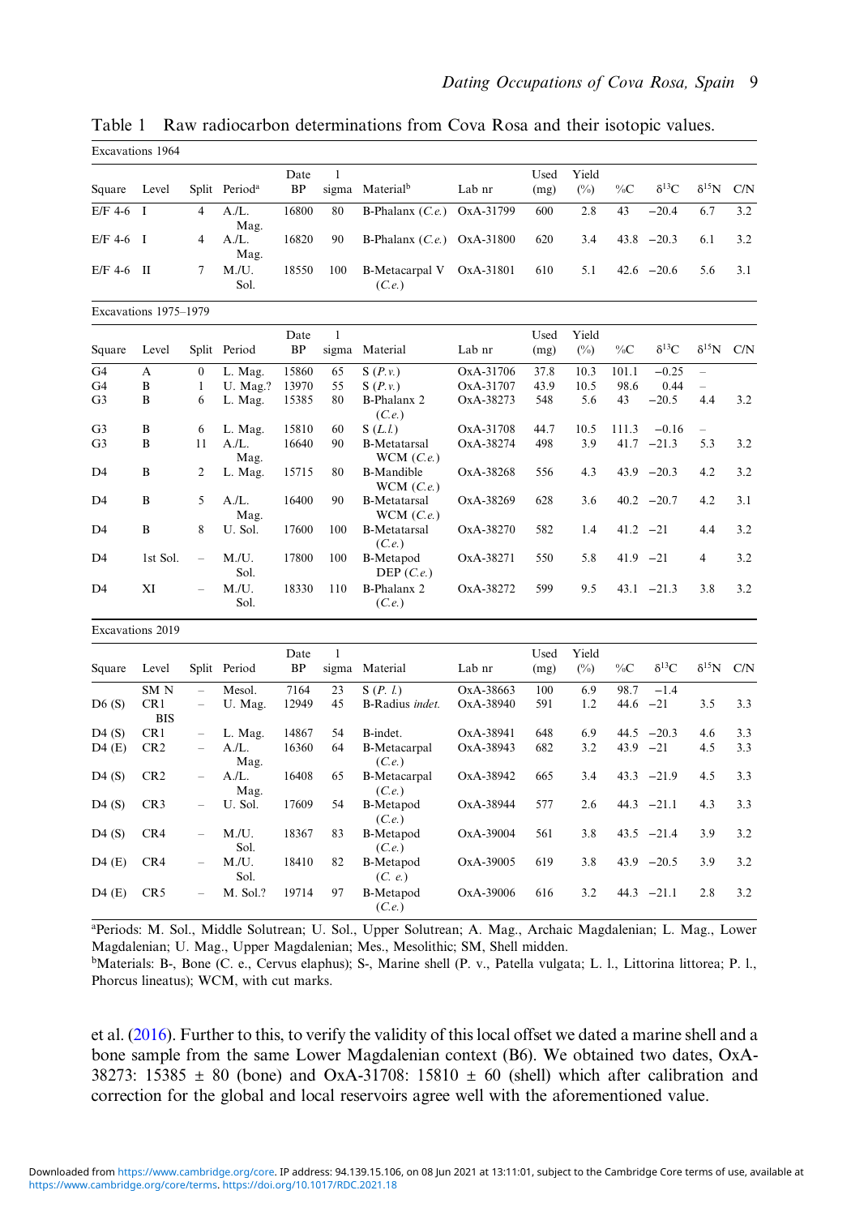Table 1 Raw radiocarbon determinations from Cova Rosa and their isotopic values.

| Square | Level | Split | Period[a] | Date BP | 1 sigma | Material[b] | Lab nr | Used (mg) | Yield (%) | %C | $\delta^{13}C$ | $\delta^{15}N$ | C/N |
|---|---|---|---|---|---|---|---|---|---|---|---|---|---|
| **Excavations 1964** | | | | | | | | | | | | | |
| E/F 4-6 | I | 4 | A./L. Mag. | 16800 | 80 | B-Phalanx (*C.e.*) | OxA-31799 | 600 | 2.8 | 43 | −20.4 | 6.7 | 3.2 |
| E/F 4-6 | I | 4 | A./L. Mag. | 16820 | 90 | B-Phalanx (*C.e.*) | OxA-31800 | 620 | 3.4 | 43.8 | −20.3 | 6.1 | 3.2 |
| E/F 4-6 | II | 7 | M./U. Sol. | 18550 | 100 | B-Metacarpal V (*C.e.*) | OxA-31801 | 610 | 5.1 | 42.6 | −20.6 | 5.6 | 3.1 |
| **Excavations 1975–1979** | | | | | | | | | | | | | |
| G4 | A | 0 | L. Mag. | 15860 | 65 | S (*P.v.*) | OxA-31706 | 37.8 | 10.3 | 101.1 | −0.25 | – | |
| G4 | B | 1 | U. Mag.? | 13970 | 55 | S (*P.v.*) | OxA-31707 | 43.9 | 10.5 | 98.6 | 0.44 | – | |
| G3 | B | 6 | L. Mag. | 15385 | 80 | B-Phalanx 2 (*C.e.*) | OxA-38273 | 548 | 5.6 | 43 | −20.5 | 4.4 | 3.2 |
| G3 | B | 6 | L. Mag. | 15810 | 60 | S (*L.l.*) | OxA-31708 | 44.7 | 10.5 | 111.3 | −0.16 | – | |
| G3 | B | 11 | A./L. Mag. | 16640 | 90 | B-Metatarsal WCM (*C.e.*) | OxA-38274 | 498 | 3.9 | 41.7 | −21.3 | 5.3 | 3.2 |
| D4 | B | 2 | L. Mag. | 15715 | 80 | B-Mandible WCM (*C.e.*) | OxA-38268 | 556 | 4.3 | 43.9 | −20.3 | 4.2 | 3.2 |
| D4 | B | 5 | A./L. Mag. | 16400 | 90 | B-Metatarsal WCM (*C.e.*) | OxA-38269 | 628 | 3.6 | 40.2 | −20.7 | 4.2 | 3.1 |
| D4 | B | 8 | U. Sol. | 17600 | 100 | B-Metatarsal (*C.e.*) | OxA-38270 | 582 | 1.4 | 41.2 | −21 | 4.4 | 3.2 |
| D4 | 1st Sol. | – | M./U. Sol. | 17800 | 100 | B-Metapod DEP (*C.e.*) | OxA-38271 | 550 | 5.8 | 41.9 | −21 | 4 | 3.2 |
| D4 | XI | – | M./U. Sol. | 18330 | 110 | B-Phalanx 2 (*C.e.*) | OxA-38272 | 599 | 9.5 | 43.1 | −21.3 | 3.8 | 3.2 |
| **Excavations 2019** | | | | | | | | | | | | | |
| | SM N | – | Mesol. | 7164 | 23 | S (*P. l.*) | OxA-38663 | 100 | 6.9 | 98.7 | −1.4 | | |
| D6 (S) | CR1 BIS | – | U. Mag. | 12949 | 45 | B-Radius *indet.* | OxA-38940 | 591 | 1.2 | 44.6 | −21 | 3.5 | 3.3 |
| D4 (S) | CR1 | – | L. Mag. | 14867 | 54 | B-indet. | OxA-38941 | 648 | 6.9 | 44.5 | −20.3 | 4.6 | 3.3 |
| D4 (E) | CR2 | – | A./L. Mag. | 16360 | 64 | B-Metacarpal (*C.e.*) | OxA-38943 | 682 | 3.2 | 43.9 | −21 | 4.5 | 3.3 |
| D4 (S) | CR2 | – | A./L. Mag. | 16408 | 65 | B-Metacarpal (*C.e.*) | OxA-38942 | 665 | 3.4 | 43.3 | −21.9 | 4.5 | 3.3 |
| D4 (S) | CR3 | – | U. Sol. | 17609 | 54 | B-Metapod (*C.e.*) | OxA-38944 | 577 | 2.6 | 44.3 | −21.1 | 4.3 | 3.3 |
| D4 (S) | CR4 | – | M./U. Sol. | 18367 | 83 | B-Metapod (*C.e.*) | OxA-39004 | 561 | 3.8 | 43.5 | −21.4 | 3.9 | 3.2 |
| D4 (E) | CR4 | – | M./U. Sol. | 18410 | 82 | B-Metapod (*C. e.*) | OxA-39005 | 619 | 3.8 | 43.9 | −20.5 | 3.9 | 3.2 |
| D4 (E) | CR5 | – | M. Sol.? | 19714 | 97 | B-Metapod (*C.e.*) | OxA-39006 | 616 | 3.2 | 44.3 | −21.1 | 2.8 | 3.2 |

[a]Periods: M. Sol., Middle Solutrean; U. Sol., Upper Solutrean; A. Mag., Archaic Magdalenian; L. Mag., Lower Magdalenian; U. Mag., Upper Magdalenian; Mes., Mesolithic; SM, Shell midden.
[b]Materials: B-, Bone (C. e., Cervus elaphus); S-, Marine shell (P. v., Patella vulgata; L. l., Littorina littorea; P. l., Phorcus lineatus); WCM, with cut marks.

et al. (2016). Further to this, to verify the validity of this local offset we dated a marine shell and a bone sample from the same Lower Magdalenian context (B6). We obtained two dates, OxA-38273: 15385 ± 80 (bone) and OxA-31708: 15810 ± 60 (shell) which after calibration and correction for the global and local reservoirs agree well with the aforementioned value.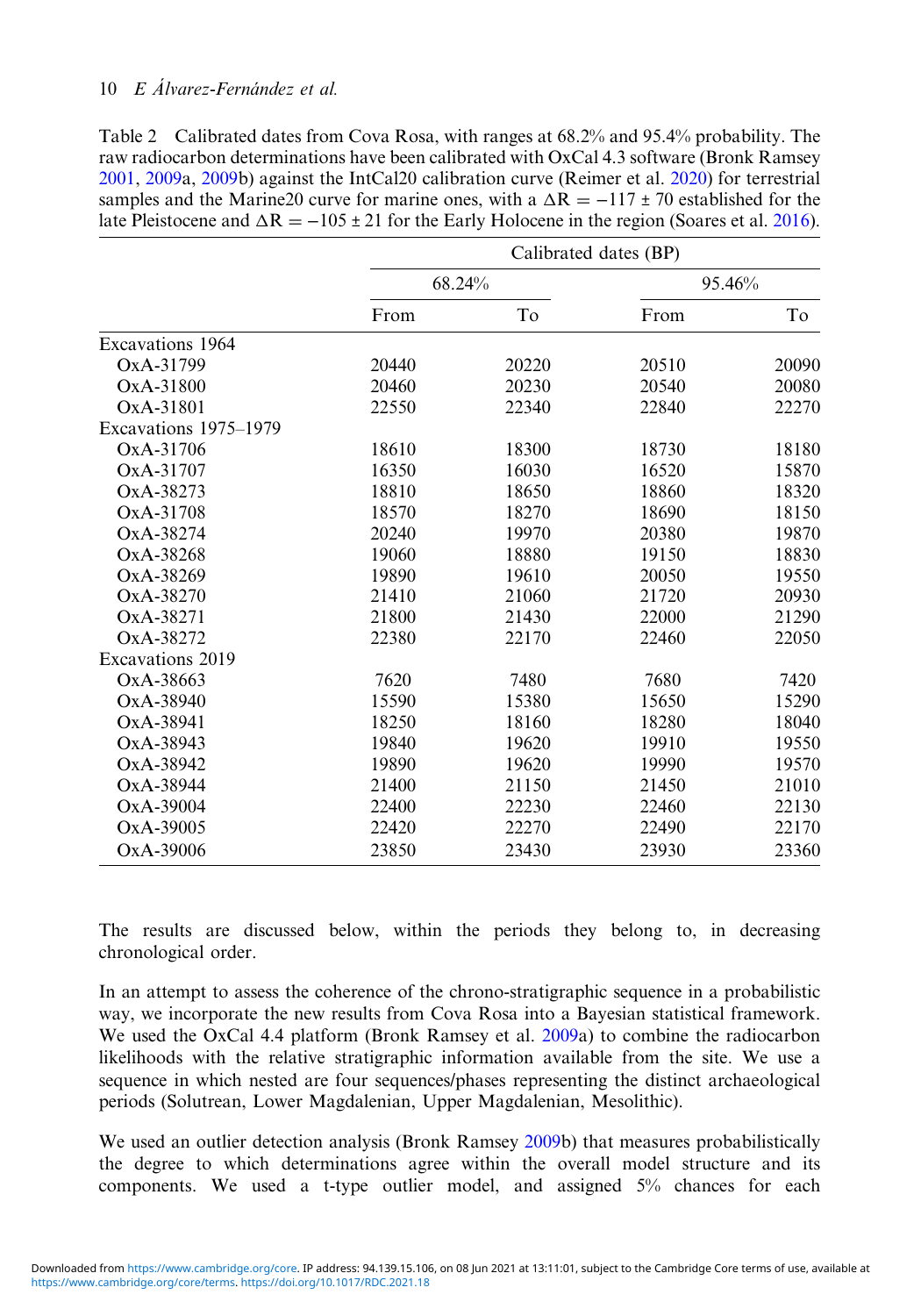Table 2 Calibrated dates from Cova Rosa, with ranges at 68.2% and 95.4% probability. The raw radiocarbon determinations have been calibrated with OxCal 4.3 software (Bronk Ramsey 2001, 2009a, 2009b) against the IntCal20 calibration curve (Reimer et al. 2020) for terrestrial samples and the Marine20 curve for marine ones, with a $\Delta R = -117 \pm 70$ established for the late Pleistocene and $\Delta R = -105 \pm 21$ for the Early Holocene in the region (Soares et al. 2016).

| | Calibrated dates (BP) | | | |
|---|---|---|---|---|
| | 68.24% | | 95.46% | |
| | From | To | From | To |
| Excavations 1964 | | | | |
| OxA-31799 | 20440 | 20220 | 20510 | 20090 |
| OxA-31800 | 20460 | 20230 | 20540 | 20080 |
| OxA-31801 | 22550 | 22340 | 22840 | 22270 |
| Excavations 1975–1979 | | | | |
| OxA-31706 | 18610 | 18300 | 18730 | 18180 |
| OxA-31707 | 16350 | 16030 | 16520 | 15870 |
| OxA-38273 | 18810 | 18650 | 18860 | 18320 |
| OxA-31708 | 18570 | 18270 | 18690 | 18150 |
| OxA-38274 | 20240 | 19970 | 20380 | 19870 |
| OxA-38268 | 19060 | 18880 | 19150 | 18830 |
| OxA-38269 | 19890 | 19610 | 20050 | 19550 |
| OxA-38270 | 21410 | 21060 | 21720 | 20930 |
| OxA-38271 | 21800 | 21430 | 22000 | 21290 |
| OxA-38272 | 22380 | 22170 | 22460 | 22050 |
| Excavations 2019 | | | | |
| OxA-38663 | 7620 | 7480 | 7680 | 7420 |
| OxA-38940 | 15590 | 15380 | 15650 | 15290 |
| OxA-38941 | 18250 | 18160 | 18280 | 18040 |
| OxA-38943 | 19840 | 19620 | 19910 | 19550 |
| OxA-38942 | 19890 | 19620 | 19990 | 19570 |
| OxA-38944 | 21400 | 21150 | 21450 | 21010 |
| OxA-39004 | 22400 | 22230 | 22460 | 22130 |
| OxA-39005 | 22420 | 22270 | 22490 | 22170 |
| OxA-39006 | 23850 | 23430 | 23930 | 23360 |

The results are discussed below, within the periods they belong to, in decreasing chronological order.

In an attempt to assess the coherence of the chrono-stratigraphic sequence in a probabilistic way, we incorporate the new results from Cova Rosa into a Bayesian statistical framework. We used the OxCal 4.4 platform (Bronk Ramsey et al. 2009a) to combine the radiocarbon likelihoods with the relative stratigraphic information available from the site. We use a sequence in which nested are four sequences/phases representing the distinct archaeological periods (Solutrean, Lower Magdalenian, Upper Magdalenian, Mesolithic).

We used an outlier detection analysis (Bronk Ramsey 2009b) that measures probabilistically the degree to which determinations agree within the overall model structure and its components. We used a t-type outlier model, and assigned 5% chances for each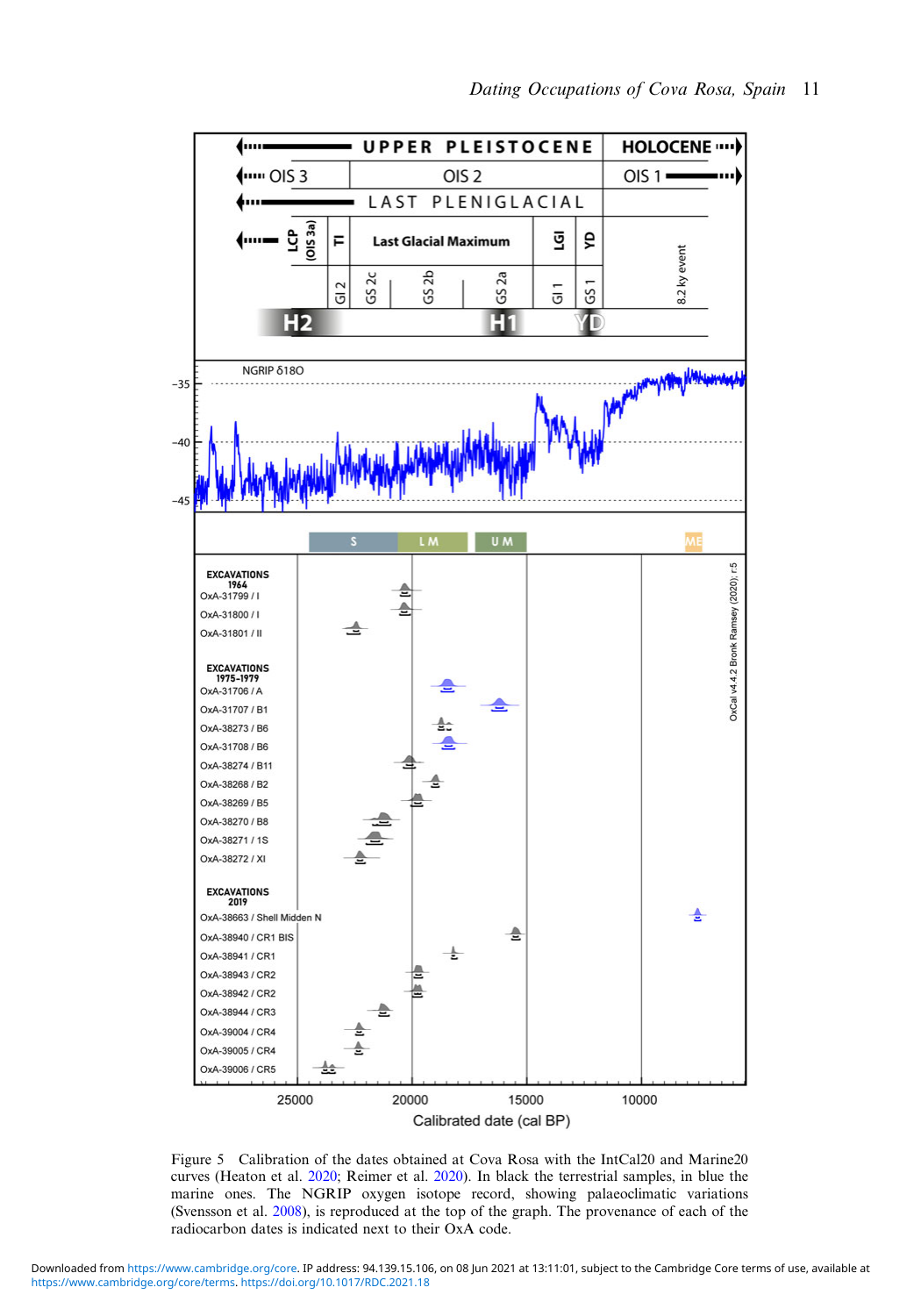Figure 5 Calibration of the dates obtained at Cova Rosa with the IntCal20 and Marine20 curves (Heaton et al. 2020; Reimer et al. 2020). In black the terrestrial samples, in blue the marine ones. The NGRIP oxygen isotope record, showing palaeoclimatic variations (Svensson et al. 2008), is reproduced at the top of the graph. The provenance of each of the radiocarbon dates is indicated next to their OxA code.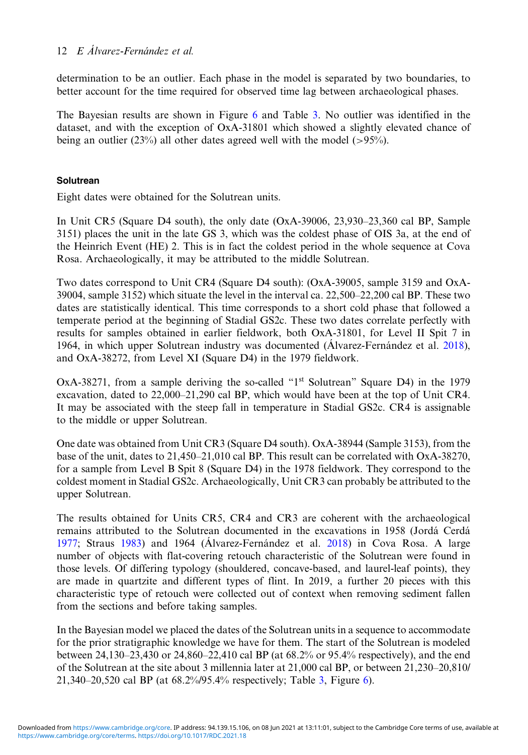determination to be an outlier. Each phase in the model is separated by two boundaries, to better account for the time required for observed time lag between archaeological phases.

The Bayesian results are shown in Figure 6 and Table 3. No outlier was identified in the dataset, and with the exception of OxA-31801 which showed a slightly elevated chance of being an outlier (23%) all other dates agreed well with the model (>95%).

#### Solutrean

Eight dates were obtained for the Solutrean units.

In Unit CR5 (Square D4 south), the only date (OxA-39006, 23,930–23,360 cal BP, Sample 3151) places the unit in the late GS 3, which was the coldest phase of OIS 3a, at the end of the Heinrich Event (HE) 2. This is in fact the coldest period in the whole sequence at Cova Rosa. Archaeologically, it may be attributed to the middle Solutrean.

Two dates correspond to Unit CR4 (Square D4 south): (OxA-39005, sample 3159 and OxA-39004, sample 3152) which situate the level in the interval ca. 22,500–22,200 cal BP. These two dates are statistically identical. This time corresponds to a short cold phase that followed a temperate period at the beginning of Stadial GS2c. These two dates correlate perfectly with results for samples obtained in earlier fieldwork, both OxA-31801, for Level II Spit 7 in 1964, in which upper Solutrean industry was documented (Álvarez-Fernández et al. 2018), and OxA-38272, from Level XI (Square D4) in the 1979 fieldwork.

OxA-38271, from a sample deriving the so-called "1st Solutrean" Square D4) in the 1979 excavation, dated to 22,000–21,290 cal BP, which would have been at the top of Unit CR4. It may be associated with the steep fall in temperature in Stadial GS2c. CR4 is assignable to the middle or upper Solutrean.

One date was obtained from Unit CR3 (Square D4 south). OxA-38944 (Sample 3153), from the base of the unit, dates to 21,450–21,010 cal BP. This result can be correlated with OxA-38270, for a sample from Level B Spit 8 (Square D4) in the 1978 fieldwork. They correspond to the coldest moment in Stadial GS2c. Archaeologically, Unit CR3 can probably be attributed to the upper Solutrean.

The results obtained for Units CR5, CR4 and CR3 are coherent with the archaeological remains attributed to the Solutrean documented in the excavations in 1958 (Jordá Cerdá 1977; Straus 1983) and 1964 (Álvarez-Fernández et al. 2018) in Cova Rosa. A large number of objects with flat-covering retouch characteristic of the Solutrean were found in those levels. Of differing typology (shouldered, concave-based, and laurel-leaf points), they are made in quartzite and different types of flint. In 2019, a further 20 pieces with this characteristic type of retouch were collected out of context when removing sediment fallen from the sections and before taking samples.

In the Bayesian model we placed the dates of the Solutrean units in a sequence to accommodate for the prior stratigraphic knowledge we have for them. The start of the Solutrean is modeled between 24,130–23,430 or 24,860–22,410 cal BP (at 68.2% or 95.4% respectively), and the end of the Solutrean at the site about 3 millennia later at 21,000 cal BP, or between 21,230–20,810/21,340–20,520 cal BP (at 68.2%/95.4% respectively; Table 3, Figure 6).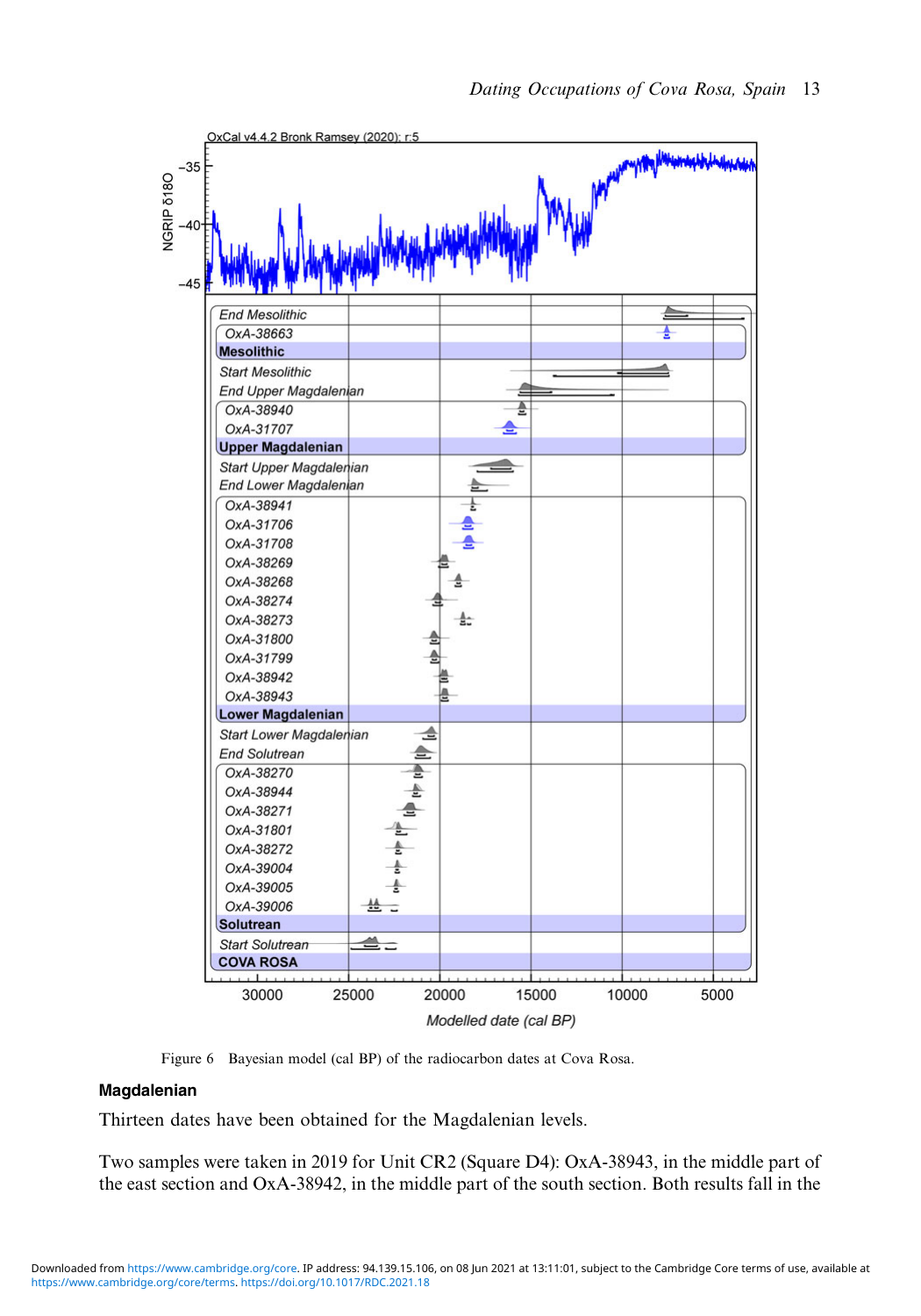Figure 6 Bayesian model (cal BP) of the radiocarbon dates at Cova Rosa.

## Magdalenian

Thirteen dates have been obtained for the Magdalenian levels.

Two samples were taken in 2019 for Unit CR2 (Square D4): OxA-38943, in the middle part of the east section and OxA-38942, in the middle part of the south section. Both results fall in the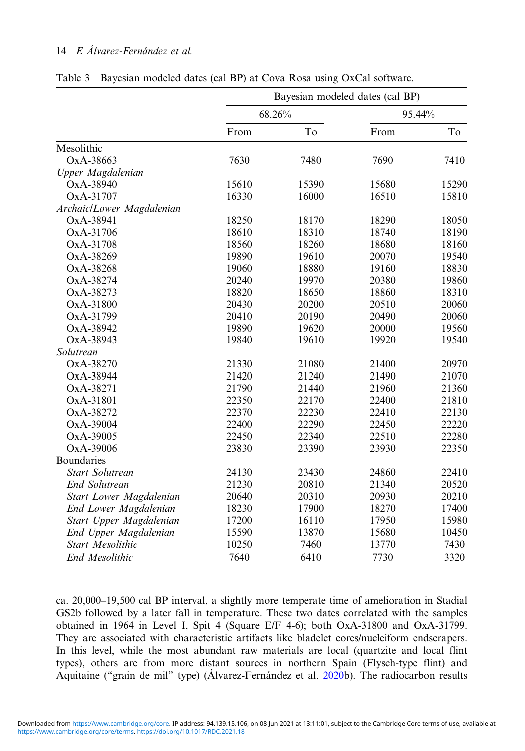Table 3 Bayesian modeled dates (cal BP) at Cova Rosa using OxCal software.

| | Bayesian modeled dates (cal BP) | | | |
|---|---|---|---|---|
| | 68.26% | | 95.44% | |
| | From | To | From | To |
| Mesolithic | | | | |
| OxA-38663 | 7630 | 7480 | 7690 | 7410 |
| *Upper Magdalenian* | | | | |
| OxA-38940 | 15610 | 15390 | 15680 | 15290 |
| OxA-31707 | 16330 | 16000 | 16510 | 15810 |
| *Archaic/Lower Magdalenian* | | | | |
| OxA-38941 | 18250 | 18170 | 18290 | 18050 |
| OxA-31706 | 18610 | 18310 | 18740 | 18190 |
| OxA-31708 | 18560 | 18260 | 18680 | 18160 |
| OxA-38269 | 19890 | 19610 | 20070 | 19540 |
| OxA-38268 | 19060 | 18880 | 19160 | 18830 |
| OxA-38274 | 20240 | 19970 | 20380 | 19860 |
| OxA-38273 | 18820 | 18650 | 18860 | 18310 |
| OxA-31800 | 20430 | 20200 | 20510 | 20060 |
| OxA-31799 | 20410 | 20190 | 20490 | 20060 |
| OxA-38942 | 19890 | 19620 | 20000 | 19560 |
| OxA-38943 | 19840 | 19610 | 19920 | 19540 |
| *Solutrean* | | | | |
| OxA-38270 | 21330 | 21080 | 21400 | 20970 |
| OxA-38944 | 21420 | 21240 | 21490 | 21070 |
| OxA-38271 | 21790 | 21440 | 21960 | 21360 |
| OxA-31801 | 22350 | 22170 | 22400 | 21810 |
| OxA-38272 | 22370 | 22230 | 22410 | 22130 |
| OxA-39004 | 22400 | 22290 | 22450 | 22220 |
| OxA-39005 | 22450 | 22340 | 22510 | 22280 |
| OxA-39006 | 23830 | 23390 | 23930 | 22350 |
| Boundaries | | | | |
| *Start Solutrean* | 24130 | 23430 | 24860 | 22410 |
| *End Solutrean* | 21230 | 20810 | 21340 | 20520 |
| *Start Lower Magdalenian* | 20640 | 20310 | 20930 | 20210 |
| *End Lower Magdalenian* | 18230 | 17900 | 18270 | 17400 |
| *Start Upper Magdalenian* | 17200 | 16110 | 17950 | 15980 |
| *End Upper Magdalenian* | 15590 | 13870 | 15680 | 10450 |
| *Start Mesolithic* | 10250 | 7460 | 13770 | 7430 |
| *End Mesolithic* | 7640 | 6410 | 7730 | 3320 |

ca. 20,000–19,500 cal BP interval, a slightly more temperate time of amelioration in Stadial GS2b followed by a later fall in temperature. These two dates correlated with the samples obtained in 1964 in Level I, Spit 4 (Square E/F 4-6); both OxA-31800 and OxA-31799. They are associated with characteristic artifacts like bladelet cores/nucleiform endscrapers. In this level, while the most abundant raw materials are local (quartzite and local flint types), others are from more distant sources in northern Spain (Flysch-type flint) and Aquitaine ("grain de mil" type) (Álvarez-Fernández et al. 2020b). The radiocarbon results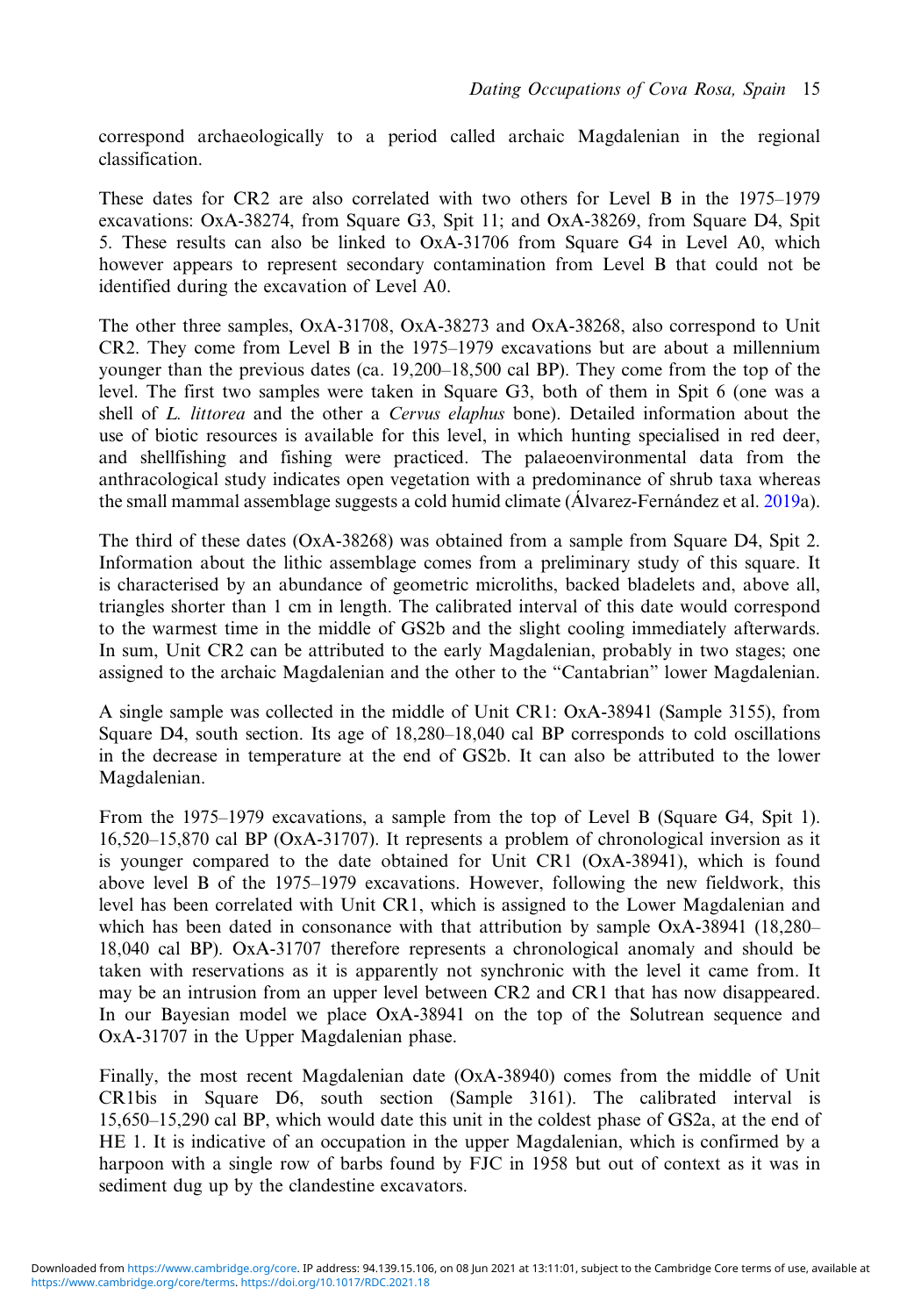correspond archaeologically to a period called archaic Magdalenian in the regional classification.

These dates for CR2 are also correlated with two others for Level B in the 1975–1979 excavations: OxA-38274, from Square G3, Spit 11; and OxA-38269, from Square D4, Spit 5. These results can also be linked to OxA-31706 from Square G4 in Level A0, which however appears to represent secondary contamination from Level B that could not be identified during the excavation of Level A0.

The other three samples, OxA-31708, OxA-38273 and OxA-38268, also correspond to Unit CR2. They come from Level B in the 1975–1979 excavations but are about a millennium younger than the previous dates (ca. 19,200–18,500 cal BP). They come from the top of the level. The first two samples were taken in Square G3, both of them in Spit 6 (one was a shell of *L. littorea* and the other a *Cervus elaphus* bone). Detailed information about the use of biotic resources is available for this level, in which hunting specialised in red deer, and shellfishing and fishing were practiced. The palaeoenvironmental data from the anthracological study indicates open vegetation with a predominance of shrub taxa whereas the small mammal assemblage suggests a cold humid climate (Álvarez-Fernández et al. 2019a).

The third of these dates (OxA-38268) was obtained from a sample from Square D4, Spit 2. Information about the lithic assemblage comes from a preliminary study of this square. It is characterised by an abundance of geometric microliths, backed bladelets and, above all, triangles shorter than 1 cm in length. The calibrated interval of this date would correspond to the warmest time in the middle of GS2b and the slight cooling immediately afterwards. In sum, Unit CR2 can be attributed to the early Magdalenian, probably in two stages; one assigned to the archaic Magdalenian and the other to the "Cantabrian" lower Magdalenian.

A single sample was collected in the middle of Unit CR1: OxA-38941 (Sample 3155), from Square D4, south section. Its age of 18,280–18,040 cal BP corresponds to cold oscillations in the decrease in temperature at the end of GS2b. It can also be attributed to the lower Magdalenian.

From the 1975–1979 excavations, a sample from the top of Level B (Square G4, Spit 1). 16,520–15,870 cal BP (OxA-31707). It represents a problem of chronological inversion as it is younger compared to the date obtained for Unit CR1 (OxA-38941), which is found above level B of the 1975–1979 excavations. However, following the new fieldwork, this level has been correlated with Unit CR1, which is assigned to the Lower Magdalenian and which has been dated in consonance with that attribution by sample OxA-38941 (18,280–18,040 cal BP). OxA-31707 therefore represents a chronological anomaly and should be taken with reservations as it is apparently not synchronic with the level it came from. It may be an intrusion from an upper level between CR2 and CR1 that has now disappeared. In our Bayesian model we place OxA-38941 on the top of the Solutrean sequence and OxA-31707 in the Upper Magdalenian phase.

Finally, the most recent Magdalenian date (OxA-38940) comes from the middle of Unit CR1bis in Square D6, south section (Sample 3161). The calibrated interval is 15,650–15,290 cal BP, which would date this unit in the coldest phase of GS2a, at the end of HE 1. It is indicative of an occupation in the upper Magdalenian, which is confirmed by a harpoon with a single row of barbs found by FJC in 1958 but out of context as it was in sediment dug up by the clandestine excavators.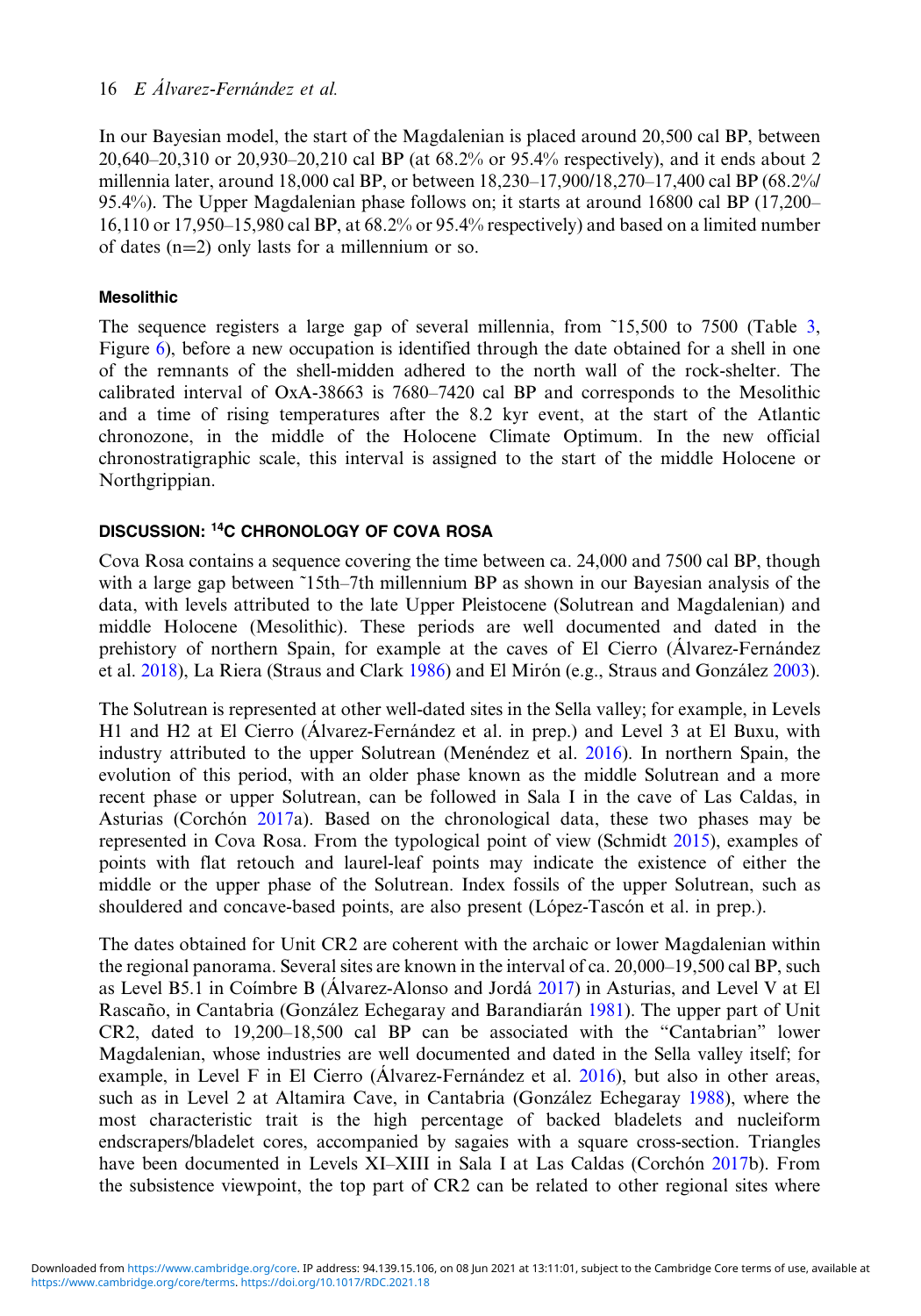In our Bayesian model, the start of the Magdalenian is placed around 20,500 cal BP, between 20,640–20,310 or 20,930–20,210 cal BP (at 68.2% or 95.4% respectively), and it ends about 2 millennia later, around 18,000 cal BP, or between 18,230–17,900/18,270–17,400 cal BP (68.2%/ 95.4%). The Upper Magdalenian phase follows on; it starts at around 16800 cal BP (17,200–16,110 or 17,950–15,980 cal BP, at 68.2% or 95.4% respectively) and based on a limited number of dates (n=2) only lasts for a millennium or so.

### Mesolithic

The sequence registers a large gap of several millennia, from ˜15,500 to 7500 (Table 3, Figure 6), before a new occupation is identified through the date obtained for a shell in one of the remnants of the shell-midden adhered to the north wall of the rock-shelter. The calibrated interval of OxA-38663 is 7680–7420 cal BP and corresponds to the Mesolithic and a time of rising temperatures after the 8.2 kyr event, at the start of the Atlantic chronozone, in the middle of the Holocene Climate Optimum. In the new official chronostratigraphic scale, this interval is assigned to the start of the middle Holocene or Northgrippian.

## DISCUSSION: $^{14}$C CHRONOLOGY OF COVA ROSA

Cova Rosa contains a sequence covering the time between ca. 24,000 and 7500 cal BP, though with a large gap between ˜15th–7th millennium BP as shown in our Bayesian analysis of the data, with levels attributed to the late Upper Pleistocene (Solutrean and Magdalenian) and middle Holocene (Mesolithic). These periods are well documented and dated in the prehistory of northern Spain, for example at the caves of El Cierro (Álvarez-Fernández et al. 2018), La Riera (Straus and Clark 1986) and El Mirón (e.g., Straus and González 2003).

The Solutrean is represented at other well-dated sites in the Sella valley; for example, in Levels H1 and H2 at El Cierro (Álvarez-Fernández et al. in prep.) and Level 3 at El Buxu, with industry attributed to the upper Solutrean (Menéndez et al. 2016). In northern Spain, the evolution of this period, with an older phase known as the middle Solutrean and a more recent phase or upper Solutrean, can be followed in Sala I in the cave of Las Caldas, in Asturias (Corchón 2017a). Based on the chronological data, these two phases may be represented in Cova Rosa. From the typological point of view (Schmidt 2015), examples of points with flat retouch and laurel-leaf points may indicate the existence of either the middle or the upper phase of the Solutrean. Index fossils of the upper Solutrean, such as shouldered and concave-based points, are also present (López-Tascón et al. in prep.).

The dates obtained for Unit CR2 are coherent with the archaic or lower Magdalenian within the regional panorama. Several sites are known in the interval of ca. 20,000–19,500 cal BP, such as Level B5.1 in Coímbre B (Álvarez-Alonso and Jordá 2017) in Asturias, and Level V at El Rascaño, in Cantabria (González Echegaray and Barandiarán 1981). The upper part of Unit CR2, dated to 19,200–18,500 cal BP can be associated with the "Cantabrian" lower Magdalenian, whose industries are well documented and dated in the Sella valley itself; for example, in Level F in El Cierro (Álvarez-Fernández et al. 2016), but also in other areas, such as in Level 2 at Altamira Cave, in Cantabria (González Echegaray 1988), where the most characteristic trait is the high percentage of backed bladelets and nucleiform endscrapers/bladelet cores, accompanied by sagaies with a square cross-section. Triangles have been documented in Levels XI–XIII in Sala I at Las Caldas (Corchón 2017b). From the subsistence viewpoint, the top part of CR2 can be related to other regional sites where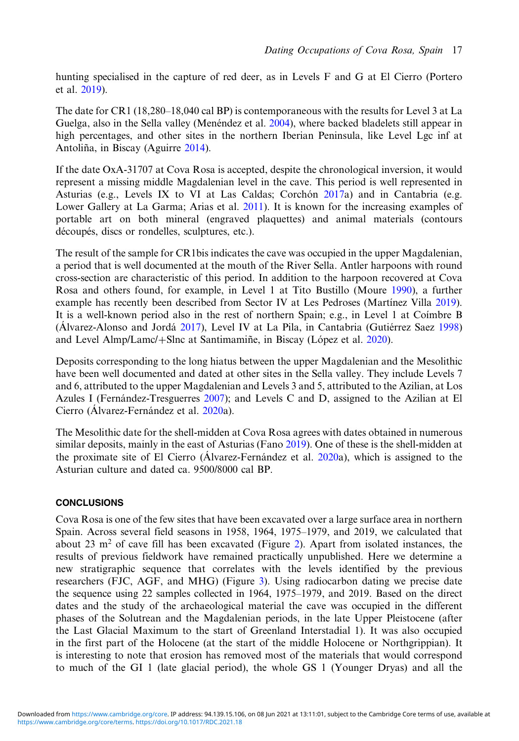hunting specialised in the capture of red deer, as in Levels F and G at El Cierro (Portero et al. 2019).

The date for CR1 (18,280–18,040 cal BP) is contemporaneous with the results for Level 3 at La Guelga, also in the Sella valley (Menéndez et al. 2004), where backed bladelets still appear in high percentages, and other sites in the northern Iberian Peninsula, like Level Lgc inf at Antoliña, in Biscay (Aguirre 2014).

If the date OxA-31707 at Cova Rosa is accepted, despite the chronological inversion, it would represent a missing middle Magdalenian level in the cave. This period is well represented in Asturias (e.g., Levels IX to VI at Las Caldas; Corchón 2017a) and in Cantabria (e.g. Lower Gallery at La Garma; Arias et al. 2011). It is known for the increasing examples of portable art on both mineral (engraved plaquettes) and animal materials (contours découpés, discs or rondelles, sculptures, etc.).

The result of the sample for CR1bis indicates the cave was occupied in the upper Magdalenian, a period that is well documented at the mouth of the River Sella. Antler harpoons with round cross-section are characteristic of this period. In addition to the harpoon recovered at Cova Rosa and others found, for example, in Level 1 at Tito Bustillo (Moure 1990), a further example has recently been described from Sector IV at Les Pedroses (Martínez Villa 2019). It is a well-known period also in the rest of northern Spain; e.g., in Level 1 at Coímbre B (Álvarez-Alonso and Jordá 2017), Level IV at La Pila, in Cantabria (Gutiérrez Saez 1998) and Level Almp/Lamc/+Slnc at Santimamiñe, in Biscay (López et al. 2020).

Deposits corresponding to the long hiatus between the upper Magdalenian and the Mesolithic have been well documented and dated at other sites in the Sella valley. They include Levels 7 and 6, attributed to the upper Magdalenian and Levels 3 and 5, attributed to the Azilian, at Los Azules I (Fernández-Tresguerres 2007); and Levels C and D, assigned to the Azilian at El Cierro (Álvarez-Fernández et al. 2020a).

The Mesolithic date for the shell-midden at Cova Rosa agrees with dates obtained in numerous similar deposits, mainly in the east of Asturias (Fano 2019). One of these is the shell-midden at the proximate site of El Cierro (Álvarez-Fernández et al. 2020a), which is assigned to the Asturian culture and dated ca. 9500/8000 cal BP.

## CONCLUSIONS

Cova Rosa is one of the few sites that have been excavated over a large surface area in northern Spain. Across several field seasons in 1958, 1964, 1975–1979, and 2019, we calculated that about 23 m$^2$ of cave fill has been excavated (Figure 2). Apart from isolated instances, the results of previous fieldwork have remained practically unpublished. Here we determine a new stratigraphic sequence that correlates with the levels identified by the previous researchers (FJC, AGF, and MHG) (Figure 3). Using radiocarbon dating we precise date the sequence using 22 samples collected in 1964, 1975–1979, and 2019. Based on the direct dates and the study of the archaeological material the cave was occupied in the different phases of the Solutrean and the Magdalenian periods, in the late Upper Pleistocene (after the Last Glacial Maximum to the start of Greenland Interstadial 1). It was also occupied in the first part of the Holocene (at the start of the middle Holocene or Northgrippian). It is interesting to note that erosion has removed most of the materials that would correspond to much of the GI 1 (late glacial period), the whole GS 1 (Younger Dryas) and all the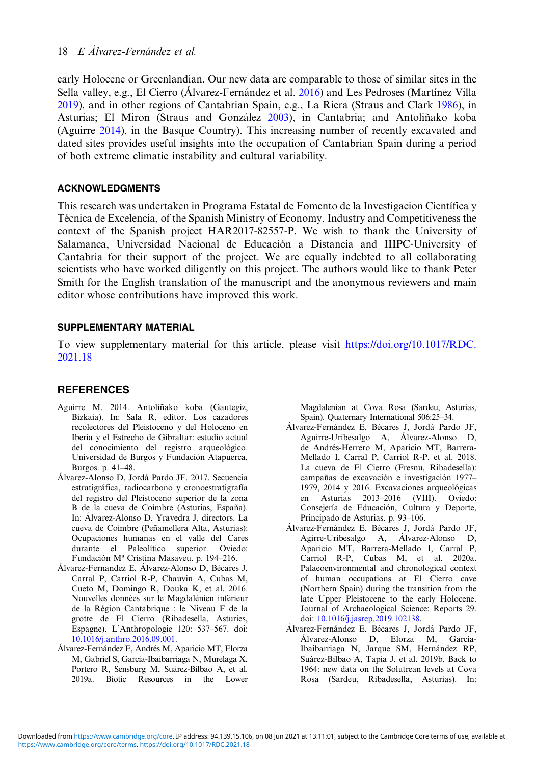early Holocene or Greenlandian. Our new data are comparable to those of similar sites in the Sella valley, e.g., El Cierro (Álvarez-Fernández et al. 2016) and Les Pedroses (Martínez Villa 2019), and in other regions of Cantabrian Spain, e.g., La Riera (Straus and Clark 1986), in Asturias; El Miron (Straus and González 2003), in Cantabria; and Antoliñako koba (Aguirre 2014), in the Basque Country). This increasing number of recently excavated and dated sites provides useful insights into the occupation of Cantabrian Spain during a period of both extreme climatic instability and cultural variability.

## ACKNOWLEDGMENTS

This research was undertaken in Programa Estatal de Fomento de la Investigacion Científica y Técnica de Excelencia, of the Spanish Ministry of Economy, Industry and Competitiveness the context of the Spanish project HAR2017-82557-P. We wish to thank the University of Salamanca, Universidad Nacional de Educación a Distancia and IIIPC-University of Cantabria for their support of the project. We are equally indebted to all collaborating scientists who have worked diligently on this project. The authors would like to thank Peter Smith for the English translation of the manuscript and the anonymous reviewers and main editor whose contributions have improved this work.

## SUPPLEMENTARY MATERIAL

To view supplementary material for this article, please visit https://doi.org/10.1017/RDC.2021.18

## REFERENCES

Aguirre M. 2014. Antoliñako koba (Gautegiz, Bizkaia). In: Sala R, editor. Los cazadores recolectores del Pleistoceno y del Holoceno en Iberia y el Estrecho de Gibraltar: estudio actual del conocimiento del registro arqueológico. Universidad de Burgos y Fundación Atapuerca, Burgos. p. 41–48.

Álvarez-Alonso D, Jordá Pardo JF. 2017. Secuencia estratigráfica, radiocarbono y cronoestratigrafía del registro del Pleistoceno superior de la zona B de la cueva de Coímbre (Asturias, España). In: Álvarez-Alonso D, Yravedra J, directors. La cueva de Coímbre (Peñamellera Alta, Asturias): Ocupaciones humanas en el valle del Cares durante el Paleolítico superior. Oviedo: Fundación Mª Cristina Masaveu. p. 194–216.

Álvarez-Fernandez E, Álvarez-Alonso D, Bécares J, Carral P, Carriol R-P, Chauvin A, Cubas M, Cueto M, Domingo R, Douka K, et al. 2016. Nouvelles données sur le Magdalénien inférieur de la Région Cantabrique : le Niveau F de la grotte de El Cierro (Ribadesella, Asturies, Espagne). L'Anthropologie 120: 537–567. doi: 10.1016/j.anthro.2016.09.001.

Álvarez-Fernández E, Andrés M, Aparicio MT, Elorza M, Gabriel S, García-Ibaibarriaga N, Murelaga X, Portero R, Sensburg M, Suárez-Bilbao A, et al. 2019a. Biotic Resources in the Lower Magdalenian at Cova Rosa (Sardeu, Asturias, Spain). Quaternary International 506:25–34.

Álvarez-Fernández E, Bécares J, Jordá Pardo JF, Aguirre-Uribesalgo A, Álvarez-Alonso D, de Andrés-Herrero M, Aparicio MT, Barrera-Mellado I, Carral P, Carriol R-P, et al. 2018. La cueva de El Cierro (Fresnu, Ribadesella): campañas de excavación e investigación 1977–1979, 2014 y 2016. Excavaciones arqueológicas en Asturias 2013–2016 (VIII). Oviedo: Consejería de Educación, Cultura y Deporte, Principado de Asturias. p. 93–106.

Álvarez-Fernández E, Bécares J, Jordá Pardo JF, Agirre-Uribesalgo A, Álvarez-Alonso D, Aparicio MT, Barrera-Mellado I, Carral P, Carriol R-P, Cubas M, et al. 2020a. Palaeoenvironmental and chronological context of human occupations at El Cierro cave (Northern Spain) during the transition from the late Upper Pleistocene to the early Holocene. Journal of Archaeological Science: Reports 29. doi: 10.1016/j.jasrep.2019.102138.

Álvarez-Fernández E, Bécares J, Jordá Pardo JF, Álvarez-Alonso D, Elorza M, García-Ibaibarriaga N, Jarque SM, Hernández RP, Suárez-Bilbao A, Tapia J, et al. 2019b. Back to 1964: new data on the Solutrean levels at Cova Rosa (Sardeu, Ribadesella, Asturias). In: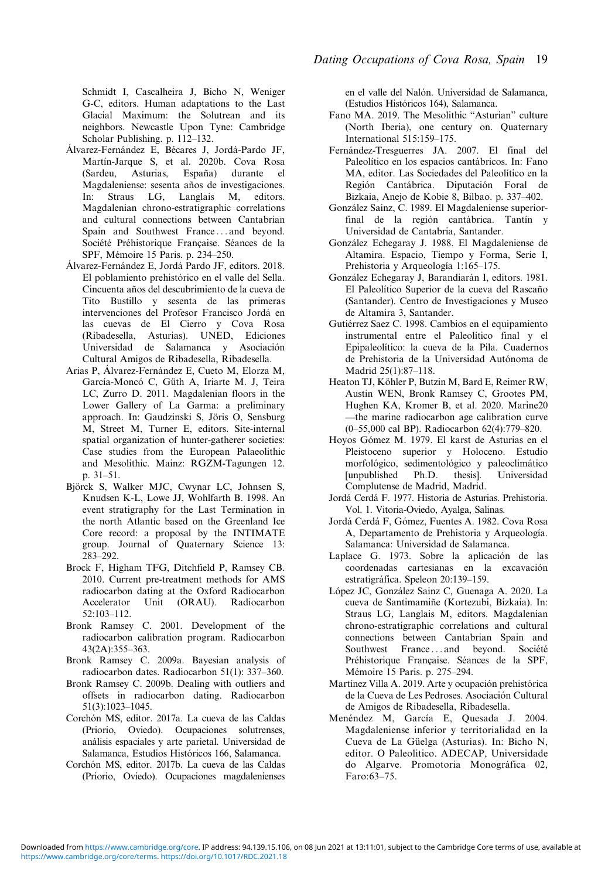Schmidt I, Cascalheira J, Bicho N, Weniger G-C, editors. Human adaptations to the Last Glacial Maximum: the Solutrean and its neighbors. Newcastle Upon Tyne: Cambridge Scholar Publishing. p. 112–132.

Álvarez-Fernández E, Bécares J, Jordá-Pardo JF, Martín-Jarque S, et al. 2020b. Cova Rosa (Sardeu, Asturias, España) durante el Magdaleniense: sesenta años de investigaciones. In: Straus LG, Langlais M, editors. Magdalenian chrono-estratigraphic correlations and cultural connections between Cantabrian Spain and Southwest France . . . and beyond. Société Préhistorique Française. Séances de la SPF, Mémoire 15 Paris. p. 234–250.

Álvarez-Fernández E, Jordá Pardo JF, editors. 2018. El poblamiento prehistórico en el valle del Sella. Cincuenta años del descubrimiento de la cueva de Tito Bustillo y sesenta de las primeras intervenciones del Profesor Francisco Jordá en las cuevas de El Cierro y Cova Rosa (Ribadesella, Asturias). UNED, Ediciones Universidad de Salamanca y Asociación Cultural Amigos de Ribadesella, Ribadesella.

Arias P, Álvarez-Fernández E, Cueto M, Elorza M, García-Moncó C, Güth A, Iriarte M. J, Teira LC, Zurro D. 2011. Magdalenian floors in the Lower Gallery of La Garma: a preliminary approach. In: Gaudzinski S, Jöris O, Sensburg M, Street M, Turner E, editors. Site-internal spatial organization of hunter-gatherer societies: Case studies from the European Palaeolithic and Mesolithic. Mainz: RGZM-Tagungen 12. p. 31–51.

Björck S, Walker MJC, Cwynar LC, Johnsen S, Knudsen K-L, Lowe JJ, Wohlfarth B. 1998. An event stratigraphy for the Last Termination in the north Atlantic based on the Greenland Ice Core record: a proposal by the INTIMATE group. Journal of Quaternary Science 13: 283–292.

Brock F, Higham TFG, Ditchfield P, Ramsey CB. 2010. Current pre-treatment methods for AMS radiocarbon dating at the Oxford Radiocarbon Accelerator Unit (ORAU). Radiocarbon 52:103–112.

Bronk Ramsey C. 2001. Development of the radiocarbon calibration program. Radiocarbon 43(2A):355–363.

Bronk Ramsey C. 2009a. Bayesian analysis of radiocarbon dates. Radiocarbon 51(1): 337–360.

Bronk Ramsey C. 2009b. Dealing with outliers and offsets in radiocarbon dating. Radiocarbon 51(3):1023–1045.

Corchón MS, editor. 2017a. La cueva de las Caldas (Priorio, Oviedo). Ocupaciones solutrenses, análisis espaciales y arte parietal. Universidad de Salamanca, Estudios Históricos 166, Salamanca.

Corchón MS, editor. 2017b. La cueva de las Caldas (Priorio, Oviedo). Ocupaciones magdalenienses en el valle del Nalón. Universidad de Salamanca, (Estudios Históricos 164), Salamanca.

Fano MA. 2019. The Mesolithic "Asturian" culture (North Iberia), one century on. Quaternary International 515:159–175.

Fernández-Tresguerres JA. 2007. El final del Paleolítico en los espacios cantábricos. In: Fano MA, editor. Las Sociedades del Paleolítico en la Región Cantábrica. Diputación Foral de Bizkaia, Anejo de Kobie 8, Bilbao. p. 337–402.

González Sainz, C. 1989. El Magdaleniense superior-final de la región cantábrica. Tantín y Universidad de Cantabria, Santander.

González Echegaray J. 1988. El Magdaleniense de Altamira. Espacio, Tiempo y Forma, Serie I, Prehistoria y Arqueología 1:165–175.

González Echegaray J, Barandiarán I, editors. 1981. El Paleolítico Superior de la cueva del Rascaño (Santander). Centro de Investigaciones y Museo de Altamira 3, Santander.

Gutiérrez Saez C. 1998. Cambios en el equipamiento instrumental entre el Paleolítico final y el Epipaleolítico: la cueva de la Pila. Cuadernos de Prehistoria de la Universidad Autónoma de Madrid 25(1):87–118.

Heaton TJ, Köhler P, Butzin M, Bard E, Reimer RW, Austin WEN, Bronk Ramsey C, Grootes PM, Hughen KA, Kromer B, et al. 2020. Marine20—the marine radiocarbon age calibration curve (0–55,000 cal BP). Radiocarbon 62(4):779–820.

Hoyos Gómez M. 1979. El karst de Asturias en el Pleistoceno superior y Holoceno. Estudio morfológico, sedimentológico y paleoclimático [unpublished Ph.D. thesis]. Universidad Complutense de Madrid, Madrid.

Jordá Cerdá F. 1977. Historia de Asturias. Prehistoria. Vol. 1. Vitoria-Oviedo, Ayalga, Salinas.

Jordá Cerdá F, Gómez, Fuentes A. 1982. Cova Rosa A, Departamento de Prehistoria y Arqueología. Salamanca: Universidad de Salamanca.

Laplace G. 1973. Sobre la aplicación de las coordenadas cartesianas en la excavación estratigráfica. Speleon 20:139–159.

López JC, González Sainz C, Guenaga A. 2020. La cueva de Santimamiñe (Kortezubi, Bizkaia). In: Straus LG, Langlais M, editors. Magdalenian chrono-estratigraphic correlations and cultural connections between Cantabrian Spain and Southwest France . . . and beyond. Société Préhistorique Française. Séances de la SPF, Mémoire 15 Paris. p. 275–294.

Martínez Villa A. 2019. Arte y ocupación prehistórica de la Cueva de Les Pedroses. Asociación Cultural de Amigos de Ribadesella, Ribadesella.

Menéndez M, García E, Quesada J. 2004. Magdaleniense inferior y territorialidad en la Cueva de La Güelga (Asturias). In: Bicho N, editor. O Paleolitico. ADECAP, Universidade do Algarve. Promotoria Monográfica 02, Faro:63–75.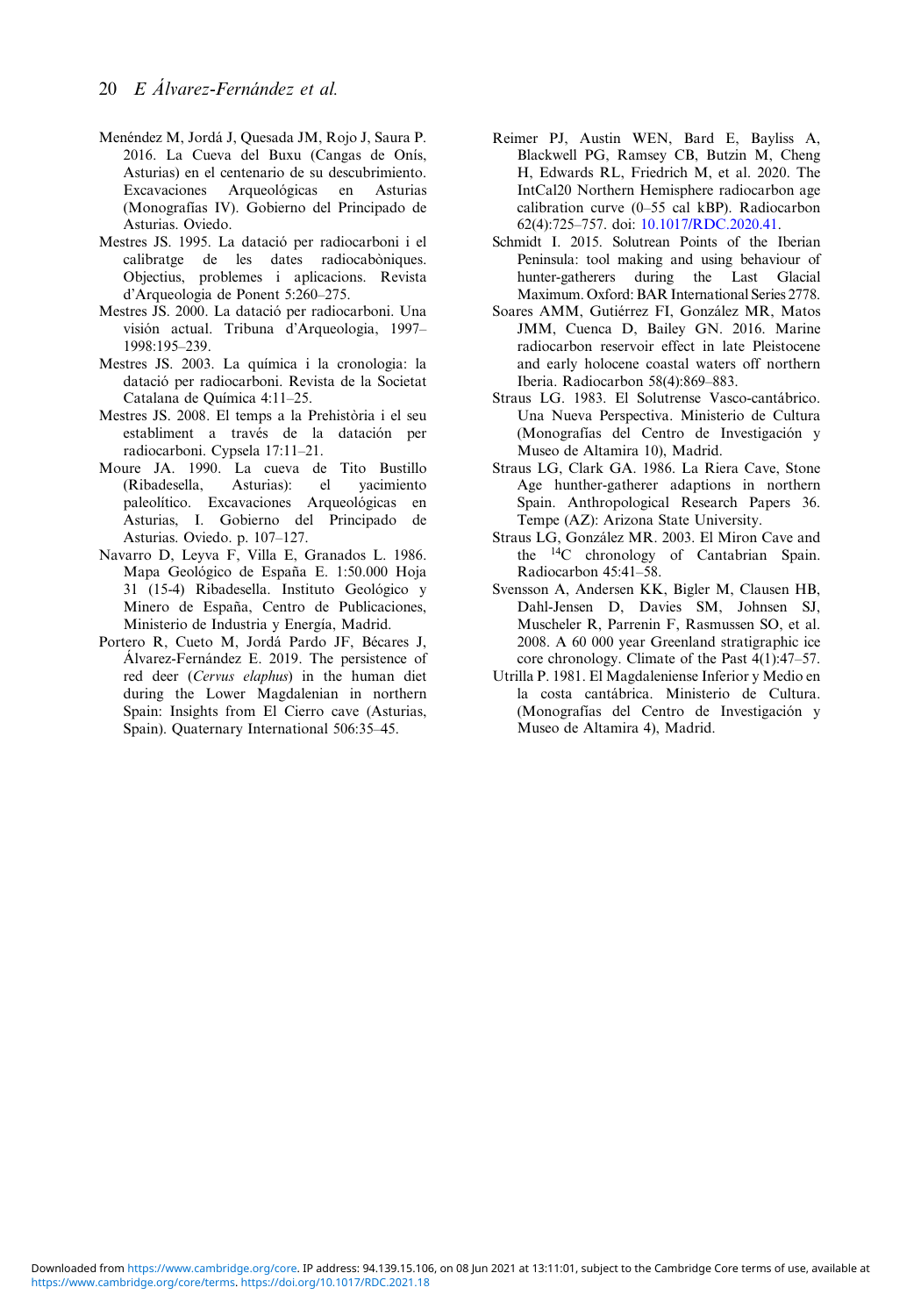Menéndez M, Jordá J, Quesada JM, Rojo J, Saura P. 2016. La Cueva del Buxu (Cangas de Onís, Asturias) en el centenario de su descubrimiento. Excavaciones Arqueológicas en Asturias (Monografías IV). Gobierno del Principado de Asturias. Oviedo.

Mestres JS. 1995. La datació per radiocarboni i el calibratge de les dates radiocabòniques. Objectius, problemes i aplicacions. Revista d'Arqueologia de Ponent 5:260–275.

Mestres JS. 2000. La datació per radiocarboni. Una visión actual. Tribuna d'Arqueologia, 1997–1998:195–239.

Mestres JS. 2003. La química i la cronologia: la datació per radiocarboni. Revista de la Societat Catalana de Química 4:11–25.

Mestres JS. 2008. El temps a la Prehistòria i el seu establiment a través de la datación per radiocarboni. Cypsela 17:11–21.

Moure JA. 1990. La cueva de Tito Bustillo (Ribadesella, Asturias): el yacimiento paleolítico. Excavaciones Arqueológicas en Asturias, I. Gobierno del Principado de Asturias. Oviedo. p. 107–127.

Navarro D, Leyva F, Villa E, Granados L. 1986. Mapa Geológico de España E. 1:50.000 Hoja 31 (15-4) Ribadesella. Instituto Geológico y Minero de España, Centro de Publicaciones, Ministerio de Industria y Energía, Madrid.

Portero R, Cueto M, Jordá Pardo JF, Bécares J, Álvarez-Fernández E. 2019. The persistence of red deer (*Cervus elaphus*) in the human diet during the Lower Magdalenian in northern Spain: Insights from El Cierro cave (Asturias, Spain). Quaternary International 506:35–45.

Reimer PJ, Austin WEN, Bard E, Bayliss A, Blackwell PG, Ramsey CB, Butzin M, Cheng H, Edwards RL, Friedrich M, et al. 2020. The IntCal20 Northern Hemisphere radiocarbon age calibration curve (0–55 cal kBP). Radiocarbon 62(4):725–757. doi: 10.1017/RDC.2020.41.

Schmidt I. 2015. Solutrean Points of the Iberian Peninsula: tool making and using behaviour of hunter-gatherers during the Last Glacial Maximum. Oxford: BAR International Series 2778.

Soares AMM, Gutiérrez FI, González MR, Matos JMM, Cuenca D, Bailey GN. 2016. Marine radiocarbon reservoir effect in late Pleistocene and early holocene coastal waters off northern Iberia. Radiocarbon 58(4):869–883.

Straus LG. 1983. El Solutrense Vasco-cantábrico. Una Nueva Perspectiva. Ministerio de Cultura (Monografías del Centro de Investigación y Museo de Altamira 10), Madrid.

Straus LG, Clark GA. 1986. La Riera Cave, Stone Age hunther-gatherer adaptions in northern Spain. Anthropological Research Papers 36. Tempe (AZ): Arizona State University.

Straus LG, González MR. 2003. El Miron Cave and the $^{14}C$ chronology of Cantabrian Spain. Radiocarbon 45:41–58.

Svensson A, Andersen KK, Bigler M, Clausen HB, Dahl-Jensen D, Davies SM, Johnsen SJ, Muscheler R, Parrenin F, Rasmussen SO, et al. 2008. A 60 000 year Greenland stratigraphic ice core chronology. Climate of the Past 4(1):47–57.

Utrilla P. 1981. El Magdaleniense Inferior y Medio en la costa cantábrica. Ministerio de Cultura. (Monografías del Centro de Investigación y Museo de Altamira 4), Madrid.